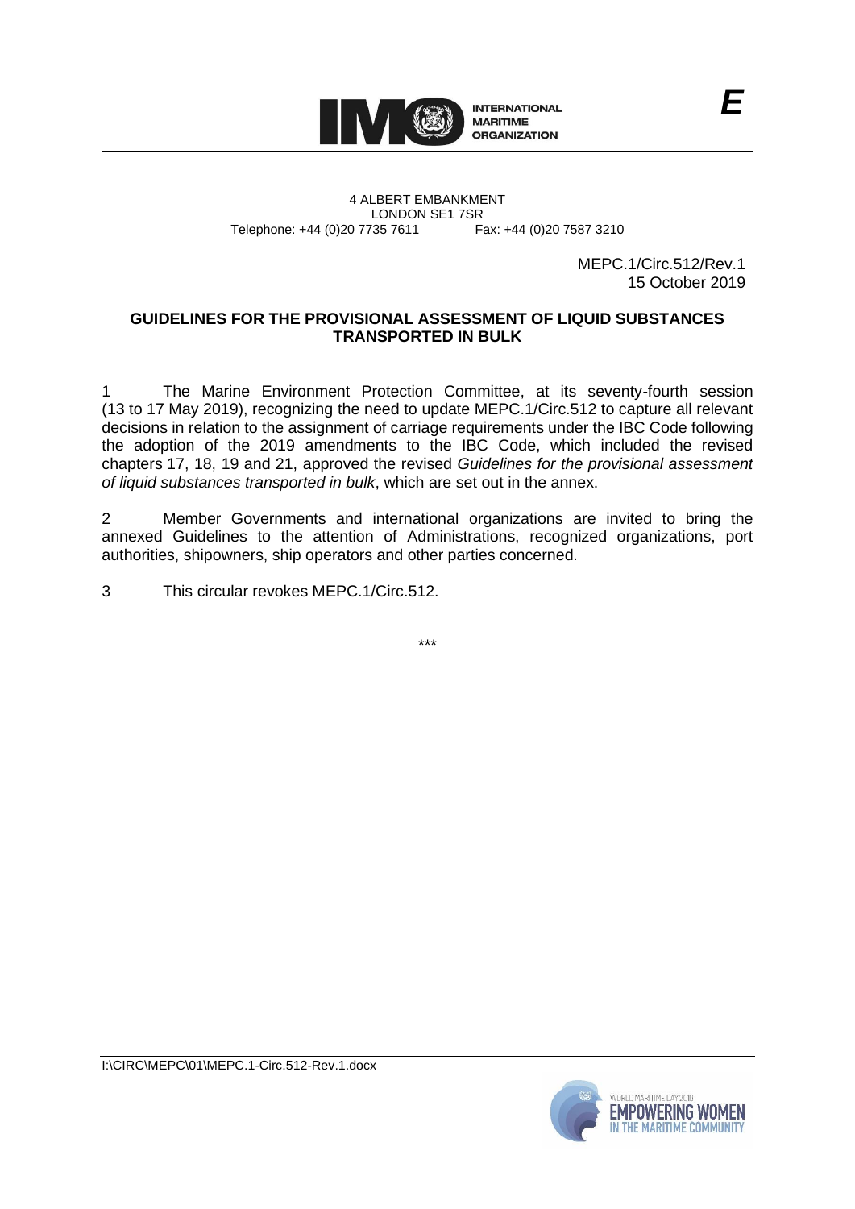4 ALBERT EMBANKMENT
LONDON SE1 7SR
Telephone: +44 (0)20 7735 7611 Fax: +44 (0)20 7587 3210

MEPC.1/Circ.512/Rev.1
15 October 2019

## GUIDELINES FOR THE PROVISIONAL ASSESSMENT OF LIQUID SUBSTANCES TRANSPORTED IN BULK

1 The Marine Environment Protection Committee, at its seventy-fourth session (13 to 17 May 2019), recognizing the need to update MEPC.1/Circ.512 to capture all relevant decisions in relation to the assignment of carriage requirements under the IBC Code following the adoption of the 2019 amendments to the IBC Code, which included the revised chapters 17, 18, 19 and 21, approved the revised *Guidelines for the provisional assessment of liquid substances transported in bulk*, which are set out in the annex.

2 Member Governments and international organizations are invited to bring the annexed Guidelines to the attention of Administrations, recognized organizations, port authorities, shipowners, ship operators and other parties concerned.

3 This circular revokes MEPC.1/Circ.512.

\*\*\*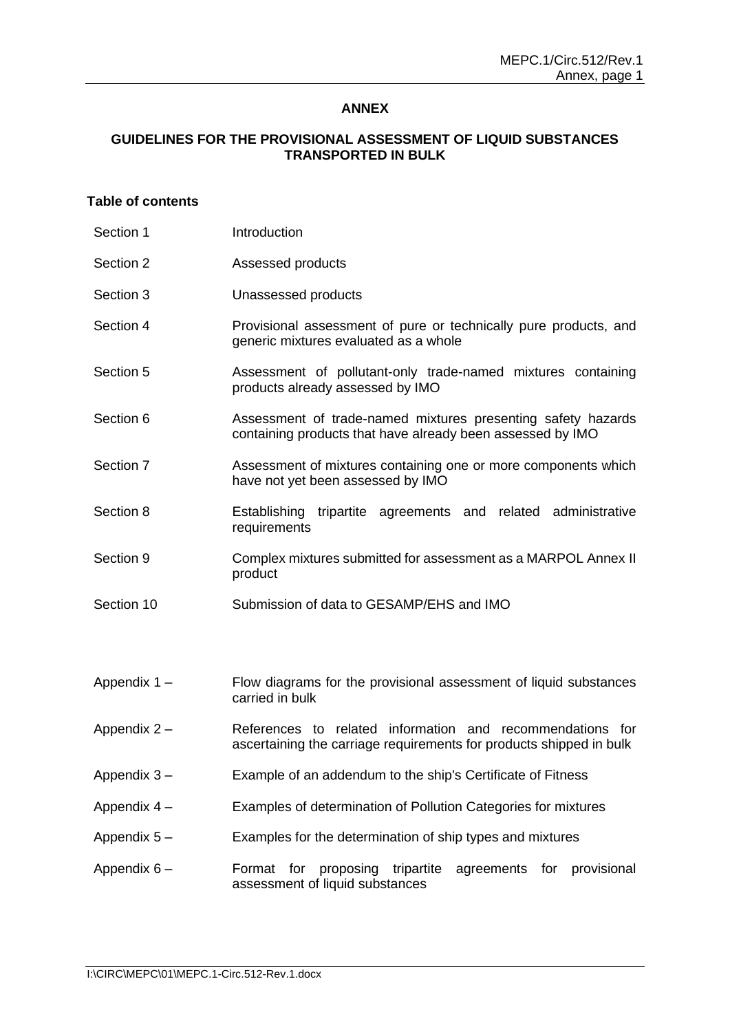# ANNEX

## GUIDELINES FOR THE PROVISIONAL ASSESSMENT OF LIQUID SUBSTANCES TRANSPORTED IN BULK

### Table of contents

| | |
|---|---|
| Section 1 | Introduction |
| Section 2 | Assessed products |
| Section 3 | Unassessed products |
| Section 4 | Provisional assessment of pure or technically pure products, and generic mixtures evaluated as a whole |
| Section 5 | Assessment of pollutant-only trade-named mixtures containing products already assessed by IMO |
| Section 6 | Assessment of trade-named mixtures presenting safety hazards containing products that have already been assessed by IMO |
| Section 7 | Assessment of mixtures containing one or more components which have not yet been assessed by IMO |
| Section 8 | Establishing tripartite agreements and related administrative requirements |
| Section 9 | Complex mixtures submitted for assessment as a MARPOL Annex II product |
| Section 10 | Submission of data to GESAMP/EHS and IMO |

| | |
|---|---|
| Appendix 1 – | Flow diagrams for the provisional assessment of liquid substances carried in bulk |
| Appendix 2 – | References to related information and recommendations for ascertaining the carriage requirements for products shipped in bulk |
| Appendix 3 – | Example of an addendum to the ship's Certificate of Fitness |
| Appendix 4 – | Examples of determination of Pollution Categories for mixtures |
| Appendix 5 – | Examples for the determination of ship types and mixtures |
| Appendix 6 – | Format for proposing tripartite agreements for provisional assessment of liquid substances |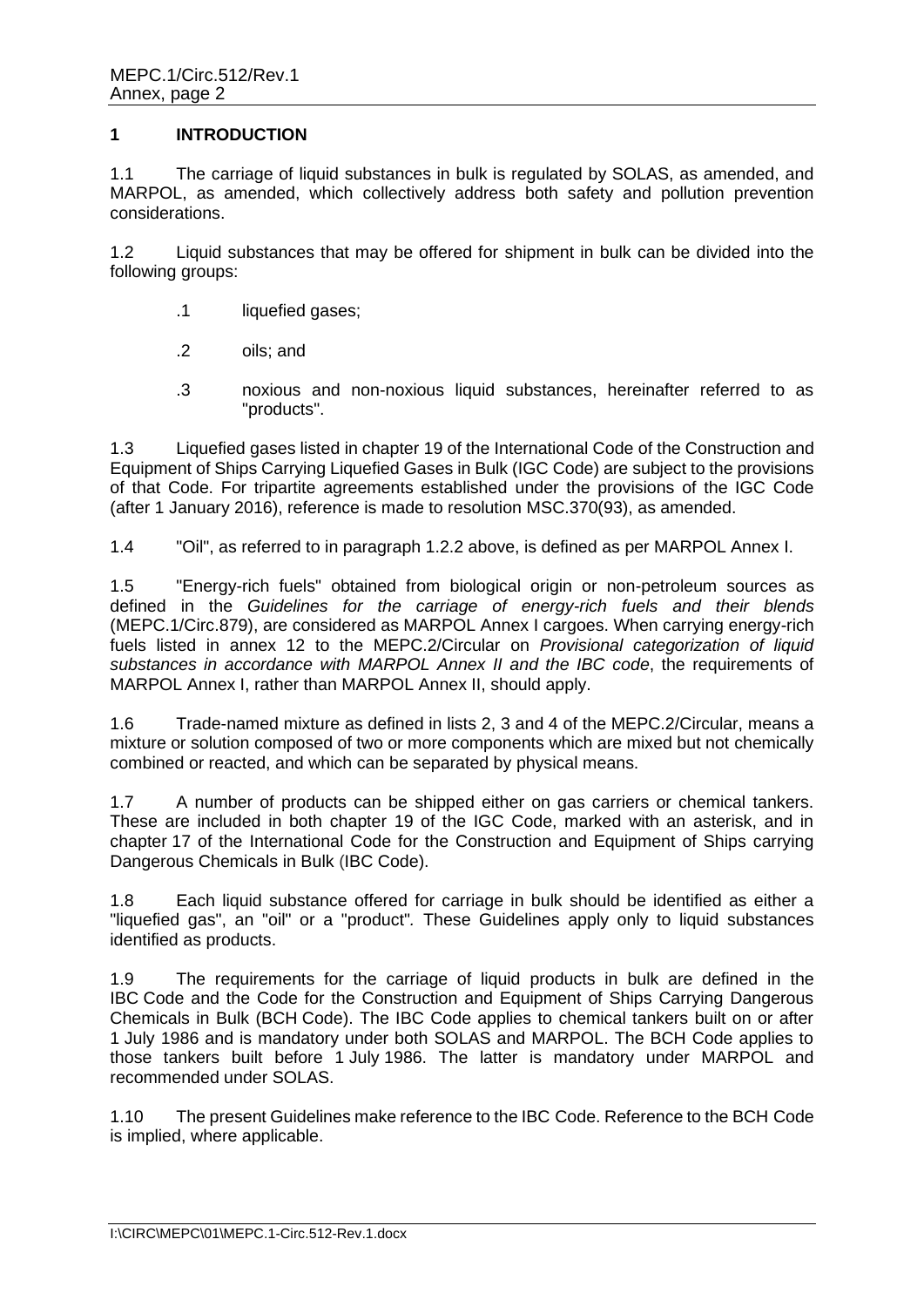## 1 INTRODUCTION

1.1 The carriage of liquid substances in bulk is regulated by SOLAS, as amended, and MARPOL, as amended, which collectively address both safety and pollution prevention considerations.

1.2 Liquid substances that may be offered for shipment in bulk can be divided into the following groups:

.1 liquefied gases;

.2 oils; and

.3 noxious and non-noxious liquid substances, hereinafter referred to as "products".

1.3 Liquefied gases listed in chapter 19 of the International Code of the Construction and Equipment of Ships Carrying Liquefied Gases in Bulk (IGC Code) are subject to the provisions of that Code. For tripartite agreements established under the provisions of the IGC Code (after 1 January 2016), reference is made to resolution MSC.370(93), as amended.

1.4 "Oil", as referred to in paragraph 1.2.2 above, is defined as per MARPOL Annex I.

1.5 "Energy-rich fuels" obtained from biological origin or non-petroleum sources as defined in the *Guidelines for the carriage of energy-rich fuels and their blends* (MEPC.1/Circ.879), are considered as MARPOL Annex I cargoes. When carrying energy-rich fuels listed in annex 12 to the MEPC.2/Circular on *Provisional categorization of liquid substances in accordance with MARPOL Annex II and the IBC code*, the requirements of MARPOL Annex I, rather than MARPOL Annex II, should apply.

1.6 Trade-named mixture as defined in lists 2, 3 and 4 of the MEPC.2/Circular, means a mixture or solution composed of two or more components which are mixed but not chemically combined or reacted, and which can be separated by physical means.

1.7 A number of products can be shipped either on gas carriers or chemical tankers. These are included in both chapter 19 of the IGC Code, marked with an asterisk, and in chapter 17 of the International Code for the Construction and Equipment of Ships carrying Dangerous Chemicals in Bulk (IBC Code).

1.8 Each liquid substance offered for carriage in bulk should be identified as either a "liquefied gas", an "oil" or a "product". These Guidelines apply only to liquid substances identified as products.

1.9 The requirements for the carriage of liquid products in bulk are defined in the IBC Code and the Code for the Construction and Equipment of Ships Carrying Dangerous Chemicals in Bulk (BCH Code). The IBC Code applies to chemical tankers built on or after 1 July 1986 and is mandatory under both SOLAS and MARPOL. The BCH Code applies to those tankers built before 1 July 1986. The latter is mandatory under MARPOL and recommended under SOLAS.

1.10 The present Guidelines make reference to the IBC Code. Reference to the BCH Code is implied, where applicable.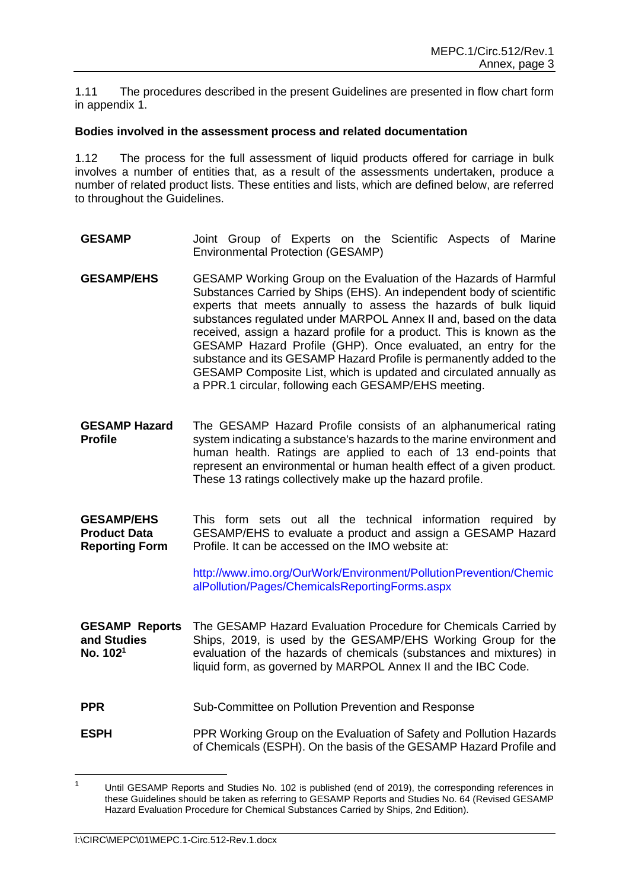1.11 The procedures described in the present Guidelines are presented in flow chart form in appendix 1.

**Bodies involved in the assessment process and related documentation**

1.12 The process for the full assessment of liquid products offered for carriage in bulk involves a number of entities that, as a result of the assessments undertaken, produce a number of related product lists. These entities and lists, which are defined below, are referred to throughout the Guidelines.

**GESAMP** Joint Group of Experts on the Scientific Aspects of Marine Environmental Protection (GESAMP)

**GESAMP/EHS** GESAMP Working Group on the Evaluation of the Hazards of Harmful Substances Carried by Ships (EHS). An independent body of scientific experts that meets annually to assess the hazards of bulk liquid substances regulated under MARPOL Annex II and, based on the data received, assign a hazard profile for a product. This is known as the GESAMP Hazard Profile (GHP). Once evaluated, an entry for the substance and its GESAMP Hazard Profile is permanently added to the GESAMP Composite List, which is updated and circulated annually as a PPR.1 circular, following each GESAMP/EHS meeting.

**GESAMP Hazard Profile** The GESAMP Hazard Profile consists of an alphanumerical rating system indicating a substance's hazards to the marine environment and human health. Ratings are applied to each of 13 end-points that represent an environmental or human health effect of a given product. These 13 ratings collectively make up the hazard profile.

**GESAMP/EHS Product Data Reporting Form** This form sets out all the technical information required by GESAMP/EHS to evaluate a product and assign a GESAMP Hazard Profile. It can be accessed on the IMO website at:

http://www.imo.org/OurWork/Environment/PollutionPrevention/ChemicalPollution/Pages/ChemicalsReportingForms.aspx

**GESAMP Reports and Studies No. 102**[1] The GESAMP Hazard Evaluation Procedure for Chemicals Carried by Ships, 2019, is used by the GESAMP/EHS Working Group for the evaluation of the hazards of chemicals (substances and mixtures) in liquid form, as governed by MARPOL Annex II and the IBC Code.

**PPR** Sub-Committee on Pollution Prevention and Response

**ESPH** PPR Working Group on the Evaluation of Safety and Pollution Hazards of Chemicals (ESPH). On the basis of the GESAMP Hazard Profile and

---

[1] Until GESAMP Reports and Studies No. 102 is published (end of 2019), the corresponding references in these Guidelines should be taken as referring to GESAMP Reports and Studies No. 64 (Revised GESAMP Hazard Evaluation Procedure for Chemical Substances Carried by Ships, 2nd Edition).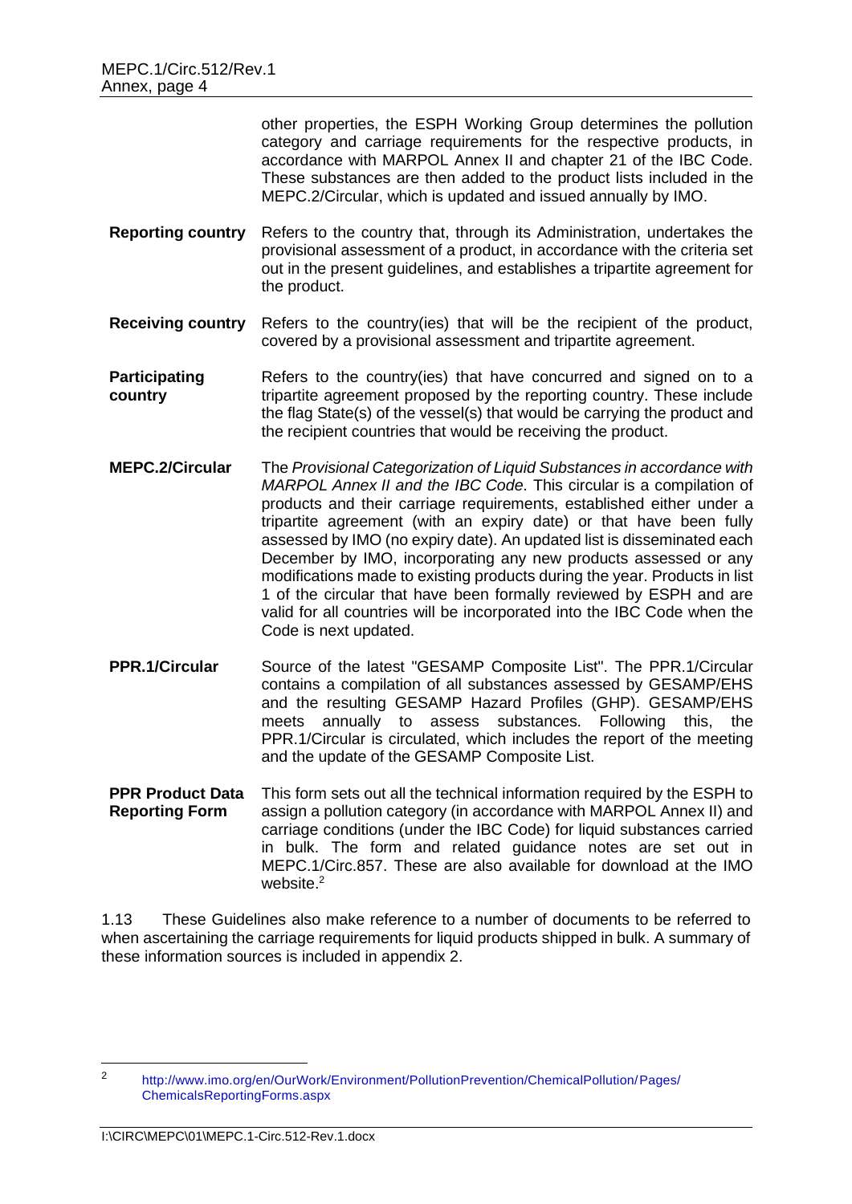other properties, the ESPH Working Group determines the pollution category and carriage requirements for the respective products, in accordance with MARPOL Annex II and chapter 21 of the IBC Code. These substances are then added to the product lists included in the MEPC.2/Circular, which is updated and issued annually by IMO.

**Reporting country** Refers to the country that, through its Administration, undertakes the provisional assessment of a product, in accordance with the criteria set out in the present guidelines, and establishes a tripartite agreement for the product.

**Receiving country** Refers to the country(ies) that will be the recipient of the product, covered by a provisional assessment and tripartite agreement.

**Participating country** Refers to the country(ies) that have concurred and signed on to a tripartite agreement proposed by the reporting country. These include the flag State(s) of the vessel(s) that would be carrying the product and the recipient countries that would be receiving the product.

**MEPC.2/Circular** The *Provisional Categorization of Liquid Substances in accordance with MARPOL Annex II and the IBC Code*. This circular is a compilation of products and their carriage requirements, established either under a tripartite agreement (with an expiry date) or that have been fully assessed by IMO (no expiry date). An updated list is disseminated each December by IMO, incorporating any new products assessed or any modifications made to existing products during the year. Products in list 1 of the circular that have been formally reviewed by ESPH and are valid for all countries will be incorporated into the IBC Code when the Code is next updated.

**PPR.1/Circular** Source of the latest "GESAMP Composite List". The PPR.1/Circular contains a compilation of all substances assessed by GESAMP/EHS and the resulting GESAMP Hazard Profiles (GHP). GESAMP/EHS meets annually to assess substances. Following this, the PPR.1/Circular is circulated, which includes the report of the meeting and the update of the GESAMP Composite List.

**PPR Product Data Reporting Form** This form sets out all the technical information required by the ESPH to assign a pollution category (in accordance with MARPOL Annex II) and carriage conditions (under the IBC Code) for liquid substances carried in bulk. The form and related guidance notes are set out in MEPC.1/Circ.857. These are also available for download at the IMO website.[2]

1.13 These Guidelines also make reference to a number of documents to be referred to when ascertaining the carriage requirements for liquid products shipped in bulk. A summary of these information sources is included in appendix 2.

---

[2] http://www.imo.org/en/OurWork/Environment/PollutionPrevention/ChemicalPollution/Pages/ChemicalsReportingForms.aspx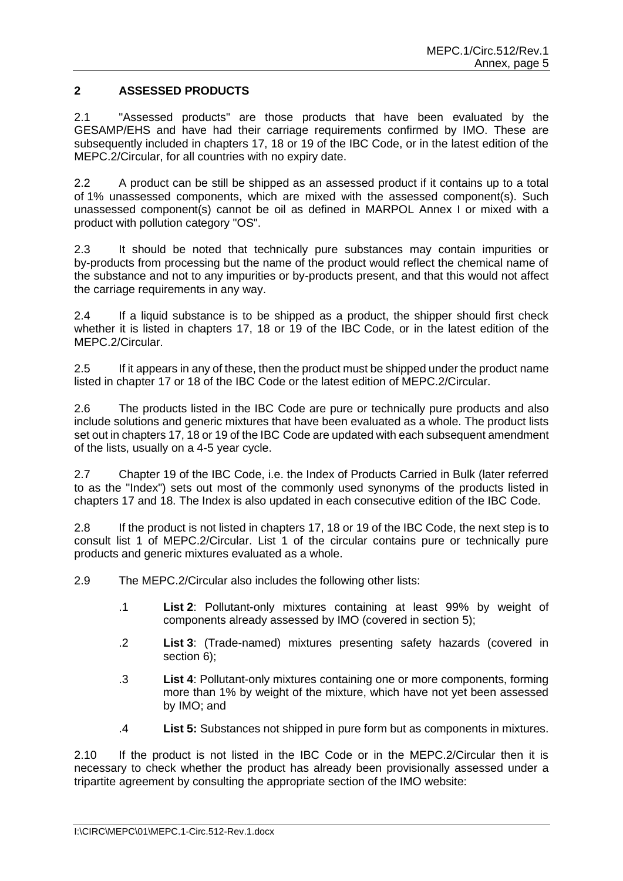## 2 ASSESSED PRODUCTS

2.1 "Assessed products" are those products that have been evaluated by the GESAMP/EHS and have had their carriage requirements confirmed by IMO. These are subsequently included in chapters 17, 18 or 19 of the IBC Code, or in the latest edition of the MEPC.2/Circular, for all countries with no expiry date.

2.2 A product can be still be shipped as an assessed product if it contains up to a total of 1% unassessed components, which are mixed with the assessed component(s). Such unassessed component(s) cannot be oil as defined in MARPOL Annex I or mixed with a product with pollution category "OS".

2.3 It should be noted that technically pure substances may contain impurities or by-products from processing but the name of the product would reflect the chemical name of the substance and not to any impurities or by-products present, and that this would not affect the carriage requirements in any way.

2.4 If a liquid substance is to be shipped as a product, the shipper should first check whether it is listed in chapters 17, 18 or 19 of the IBC Code, or in the latest edition of the MEPC.2/Circular.

2.5 If it appears in any of these, then the product must be shipped under the product name listed in chapter 17 or 18 of the IBC Code or the latest edition of MEPC.2/Circular.

2.6 The products listed in the IBC Code are pure or technically pure products and also include solutions and generic mixtures that have been evaluated as a whole. The product lists set out in chapters 17, 18 or 19 of the IBC Code are updated with each subsequent amendment of the lists, usually on a 4-5 year cycle.

2.7 Chapter 19 of the IBC Code, i.e. the Index of Products Carried in Bulk (later referred to as the "Index") sets out most of the commonly used synonyms of the products listed in chapters 17 and 18. The Index is also updated in each consecutive edition of the IBC Code.

2.8 If the product is not listed in chapters 17, 18 or 19 of the IBC Code, the next step is to consult list 1 of MEPC.2/Circular. List 1 of the circular contains pure or technically pure products and generic mixtures evaluated as a whole.

2.9 The MEPC.2/Circular also includes the following other lists:

.1 **List 2**: Pollutant-only mixtures containing at least 99% by weight of components already assessed by IMO (covered in section 5);

.2 **List 3**: (Trade-named) mixtures presenting safety hazards (covered in section 6);

.3 **List 4**: Pollutant-only mixtures containing one or more components, forming more than 1% by weight of the mixture, which have not yet been assessed by IMO; and

.4 **List 5:** Substances not shipped in pure form but as components in mixtures.

2.10 If the product is not listed in the IBC Code or in the MEPC.2/Circular then it is necessary to check whether the product has already been provisionally assessed under a tripartite agreement by consulting the appropriate section of the IMO website: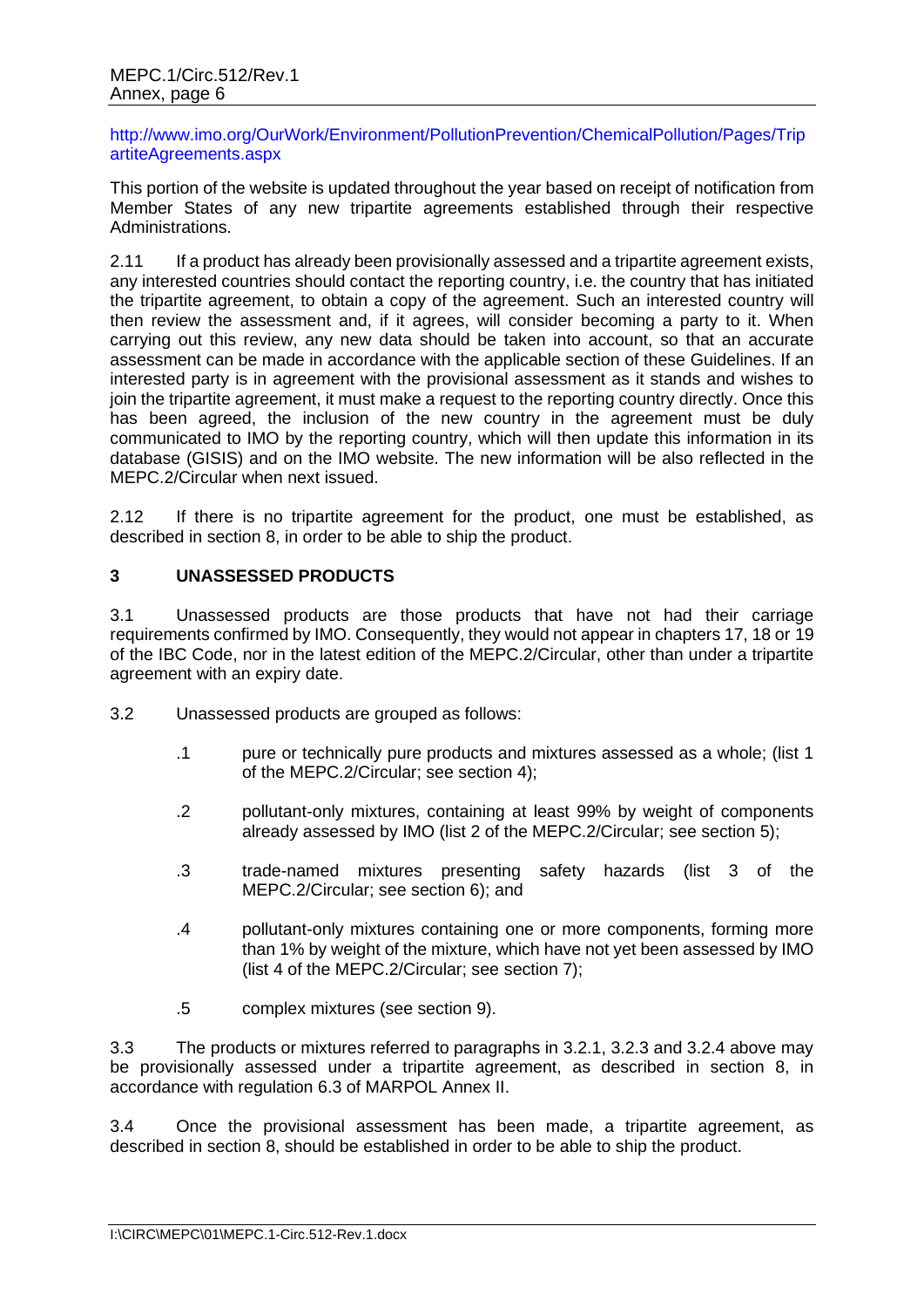http://www.imo.org/OurWork/Environment/PollutionPrevention/ChemicalPollution/Pages/TripartiteAgreements.aspx

This portion of the website is updated throughout the year based on receipt of notification from Member States of any new tripartite agreements established through their respective Administrations.

2.11 If a product has already been provisionally assessed and a tripartite agreement exists, any interested countries should contact the reporting country, i.e. the country that has initiated the tripartite agreement, to obtain a copy of the agreement. Such an interested country will then review the assessment and, if it agrees, will consider becoming a party to it. When carrying out this review, any new data should be taken into account, so that an accurate assessment can be made in accordance with the applicable section of these Guidelines. If an interested party is in agreement with the provisional assessment as it stands and wishes to join the tripartite agreement, it must make a request to the reporting country directly. Once this has been agreed, the inclusion of the new country in the agreement must be duly communicated to IMO by the reporting country, which will then update this information in its database (GISIS) and on the IMO website. The new information will be also reflected in the MEPC.2/Circular when next issued.

2.12 If there is no tripartite agreement for the product, one must be established, as described in section 8, in order to be able to ship the product.

## 3 UNASSESSED PRODUCTS

3.1 Unassessed products are those products that have not had their carriage requirements confirmed by IMO. Consequently, they would not appear in chapters 17, 18 or 19 of the IBC Code, nor in the latest edition of the MEPC.2/Circular, other than under a tripartite agreement with an expiry date.

3.2 Unassessed products are grouped as follows:

.1 pure or technically pure products and mixtures assessed as a whole; (list 1 of the MEPC.2/Circular; see section 4);

.2 pollutant-only mixtures, containing at least 99% by weight of components already assessed by IMO (list 2 of the MEPC.2/Circular; see section 5);

.3 trade-named mixtures presenting safety hazards (list 3 of the MEPC.2/Circular; see section 6); and

.4 pollutant-only mixtures containing one or more components, forming more than 1% by weight of the mixture, which have not yet been assessed by IMO (list 4 of the MEPC.2/Circular; see section 7);

.5 complex mixtures (see section 9).

3.3 The products or mixtures referred to paragraphs in 3.2.1, 3.2.3 and 3.2.4 above may be provisionally assessed under a tripartite agreement, as described in section 8, in accordance with regulation 6.3 of MARPOL Annex II.

3.4 Once the provisional assessment has been made, a tripartite agreement, as described in section 8, should be established in order to be able to ship the product.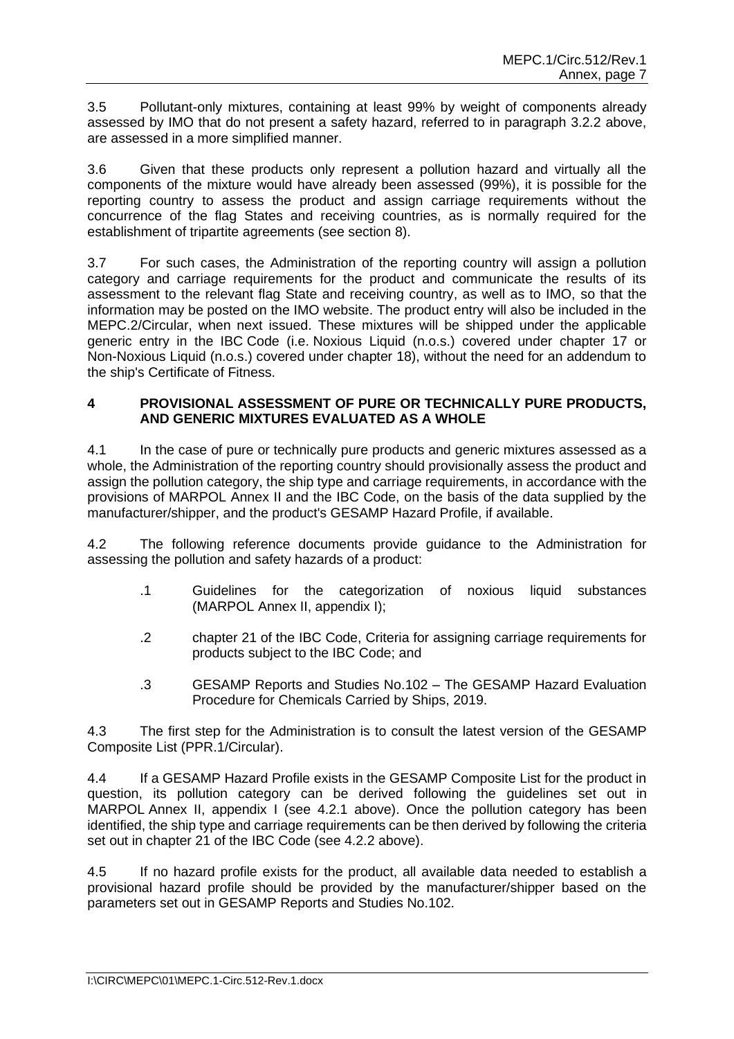3.5 Pollutant-only mixtures, containing at least 99% by weight of components already assessed by IMO that do not present a safety hazard, referred to in paragraph 3.2.2 above, are assessed in a more simplified manner.

3.6 Given that these products only represent a pollution hazard and virtually all the components of the mixture would have already been assessed (99%), it is possible for the reporting country to assess the product and assign carriage requirements without the concurrence of the flag States and receiving countries, as is normally required for the establishment of tripartite agreements (see section 8).

3.7 For such cases, the Administration of the reporting country will assign a pollution category and carriage requirements for the product and communicate the results of its assessment to the relevant flag State and receiving country, as well as to IMO, so that the information may be posted on the IMO website. The product entry will also be included in the MEPC.2/Circular, when next issued. These mixtures will be shipped under the applicable generic entry in the IBC Code (i.e. Noxious Liquid (n.o.s.) covered under chapter 17 or Non-Noxious Liquid (n.o.s.) covered under chapter 18), without the need for an addendum to the ship's Certificate of Fitness.

## 4 PROVISIONAL ASSESSMENT OF PURE OR TECHNICALLY PURE PRODUCTS, AND GENERIC MIXTURES EVALUATED AS A WHOLE

4.1 In the case of pure or technically pure products and generic mixtures assessed as a whole, the Administration of the reporting country should provisionally assess the product and assign the pollution category, the ship type and carriage requirements, in accordance with the provisions of MARPOL Annex II and the IBC Code, on the basis of the data supplied by the manufacturer/shipper, and the product's GESAMP Hazard Profile, if available.

4.2 The following reference documents provide guidance to the Administration for assessing the pollution and safety hazards of a product:

- .1 Guidelines for the categorization of noxious liquid substances (MARPOL Annex II, appendix I);
- .2 chapter 21 of the IBC Code, Criteria for assigning carriage requirements for products subject to the IBC Code; and
- .3 GESAMP Reports and Studies No.102 – The GESAMP Hazard Evaluation Procedure for Chemicals Carried by Ships, 2019.

4.3 The first step for the Administration is to consult the latest version of the GESAMP Composite List (PPR.1/Circular).

4.4 If a GESAMP Hazard Profile exists in the GESAMP Composite List for the product in question, its pollution category can be derived following the guidelines set out in MARPOL Annex II, appendix I (see 4.2.1 above). Once the pollution category has been identified, the ship type and carriage requirements can be then derived by following the criteria set out in chapter 21 of the IBC Code (see 4.2.2 above).

4.5 If no hazard profile exists for the product, all available data needed to establish a provisional hazard profile should be provided by the manufacturer/shipper based on the parameters set out in GESAMP Reports and Studies No.102.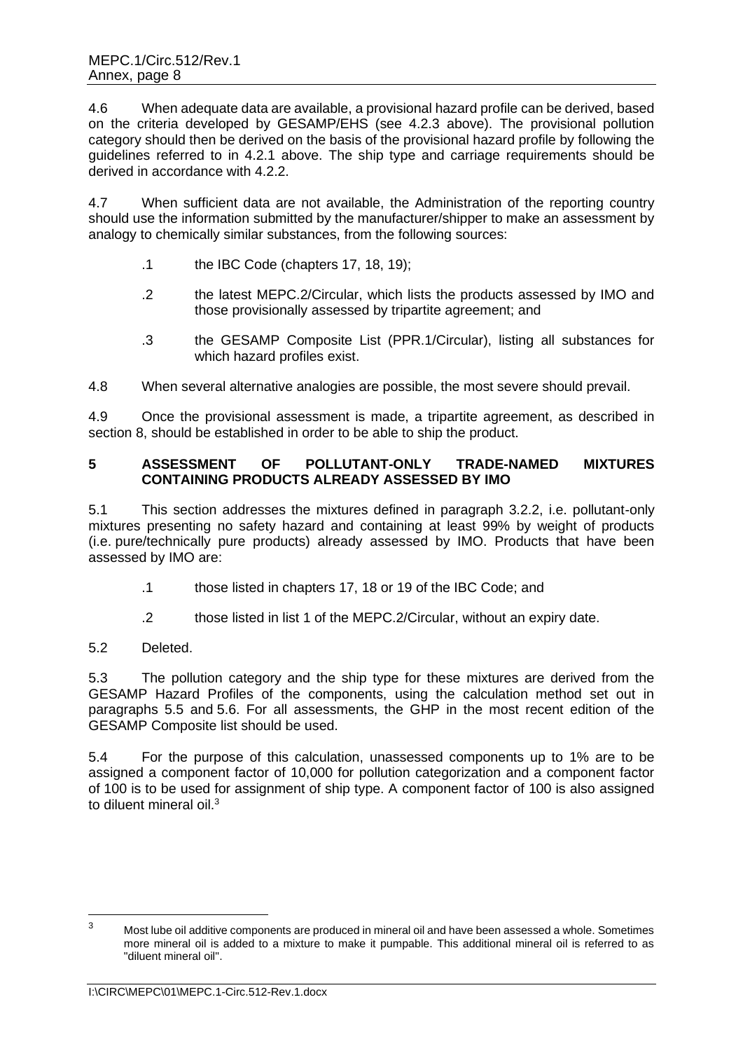4.6 When adequate data are available, a provisional hazard profile can be derived, based on the criteria developed by GESAMP/EHS (see 4.2.3 above). The provisional pollution category should then be derived on the basis of the provisional hazard profile by following the guidelines referred to in 4.2.1 above. The ship type and carriage requirements should be derived in accordance with 4.2.2.

4.7 When sufficient data are not available, the Administration of the reporting country should use the information submitted by the manufacturer/shipper to make an assessment by analogy to chemically similar substances, from the following sources:

.1 the IBC Code (chapters 17, 18, 19);

.2 the latest MEPC.2/Circular, which lists the products assessed by IMO and those provisionally assessed by tripartite agreement; and

.3 the GESAMP Composite List (PPR.1/Circular), listing all substances for which hazard profiles exist.

4.8 When several alternative analogies are possible, the most severe should prevail.

4.9 Once the provisional assessment is made, a tripartite agreement, as described in section 8, should be established in order to be able to ship the product.

## 5 ASSESSMENT OF POLLUTANT-ONLY TRADE-NAMED MIXTURES CONTAINING PRODUCTS ALREADY ASSESSED BY IMO

5.1 This section addresses the mixtures defined in paragraph 3.2.2, i.e. pollutant-only mixtures presenting no safety hazard and containing at least 99% by weight of products (i.e. pure/technically pure products) already assessed by IMO. Products that have been assessed by IMO are:

.1 those listed in chapters 17, 18 or 19 of the IBC Code; and

.2 those listed in list 1 of the MEPC.2/Circular, without an expiry date.

5.2 Deleted.

5.3 The pollution category and the ship type for these mixtures are derived from the GESAMP Hazard Profiles of the components, using the calculation method set out in paragraphs 5.5 and 5.6. For all assessments, the GHP in the most recent edition of the GESAMP Composite list should be used.

5.4 For the purpose of this calculation, unassessed components up to 1% are to be assigned a component factor of 10,000 for pollution categorization and a component factor of 100 is to be used for assignment of ship type. A component factor of 100 is also assigned to diluent mineral oil.[3]

---

[3] Most lube oil additive components are produced in mineral oil and have been assessed a whole. Sometimes more mineral oil is added to a mixture to make it pumpable. This additional mineral oil is referred to as "diluent mineral oil".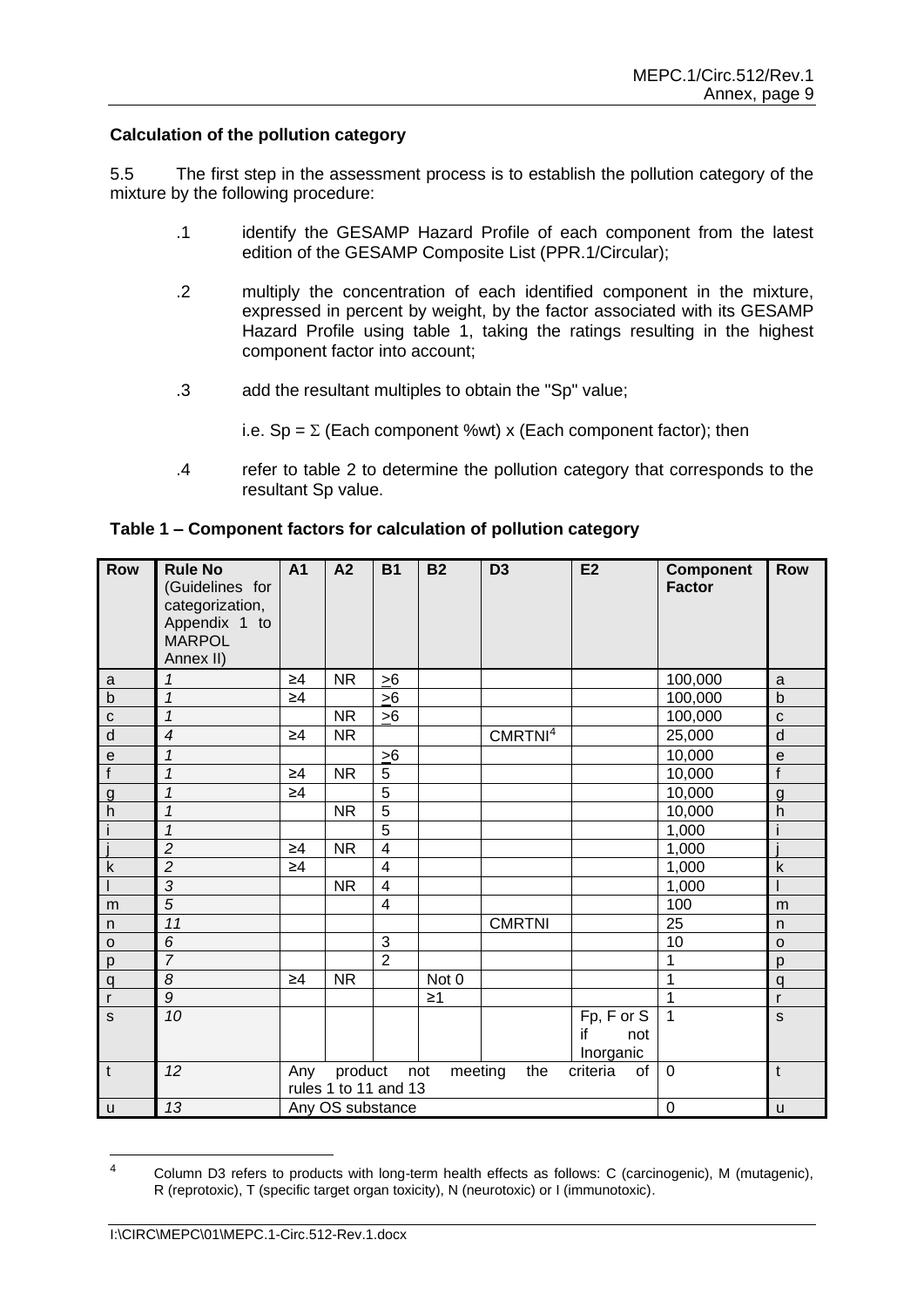**Calculation of the pollution category**

5.5 The first step in the assessment process is to establish the pollution category of the mixture by the following procedure:

.1 identify the GESAMP Hazard Profile of each component from the latest edition of the GESAMP Composite List (PPR.1/Circular);

.2 multiply the concentration of each identified component in the mixture, expressed in percent by weight, by the factor associated with its GESAMP Hazard Profile using table 1, taking the ratings resulting in the highest component factor into account;

.3 add the resultant multiples to obtain the "Sp" value;

i.e. Sp = Σ (Each component %wt) x (Each component factor); then

.4 refer to table 2 to determine the pollution category that corresponds to the resultant Sp value.

**Table 1 – Component factors for calculation of pollution category**

| Row | Rule No (Guidelines for categorization, Appendix 1 to MARPOL Annex II) | A1 | A2 | B1 | B2 | D3 | E2 | Component Factor | Row |
|---|---|---|---|---|---|---|---|---|---|
| a | *1* | ≥4 | NR | ≥6 | | | | 100,000 | a |
| b | *1* | ≥4 | | ≥6 | | | | 100,000 | b |
| c | *1* | | NR | ≥6 | | | | 100,000 | c |
| d | *4* | ≥4 | NR | | | CMRTNI[4] | | 25,000 | d |
| e | *1* | | | ≥6 | | | | 10,000 | e |
| f | *1* | ≥4 | NR | 5 | | | | 10,000 | f |
| g | *1* | ≥4 | | 5 | | | | 10,000 | g |
| h | *1* | | NR | 5 | | | | 10,000 | h |
| i | *1* | | | 5 | | | | 1,000 | i |
| j | *2* | ≥4 | NR | 4 | | | | 1,000 | j |
| k | *2* | ≥4 | | 4 | | | | 1,000 | k |
| l | *3* | | NR | 4 | | | | 1,000 | l |
| m | *5* | | | 4 | | | | 100 | m |
| n | *11* | | | | | CMRTNI | | 25 | n |
| o | *6* | | | 3 | | | | 10 | o |
| p | *7* | | | 2 | | | | 1 | p |
| q | *8* | ≥4 | NR | | Not 0 | | | 1 | q |
| r | *9* | | | | ≥1 | | | 1 | r |
| s | *10* | | | | | | Fp, F or S if not Inorganic | 1 | s |
| t | *12* | Any product not meeting the criteria of rules 1 to 11 and 13 | | | | | | 0 | t |
| u | *13* | Any OS substance | | | | | | 0 | u |

[4] Column D3 refers to products with long-term health effects as follows: C (carcinogenic), M (mutagenic), R (reprotoxic), T (specific target organ toxicity), N (neurotoxic) or I (immunotoxic).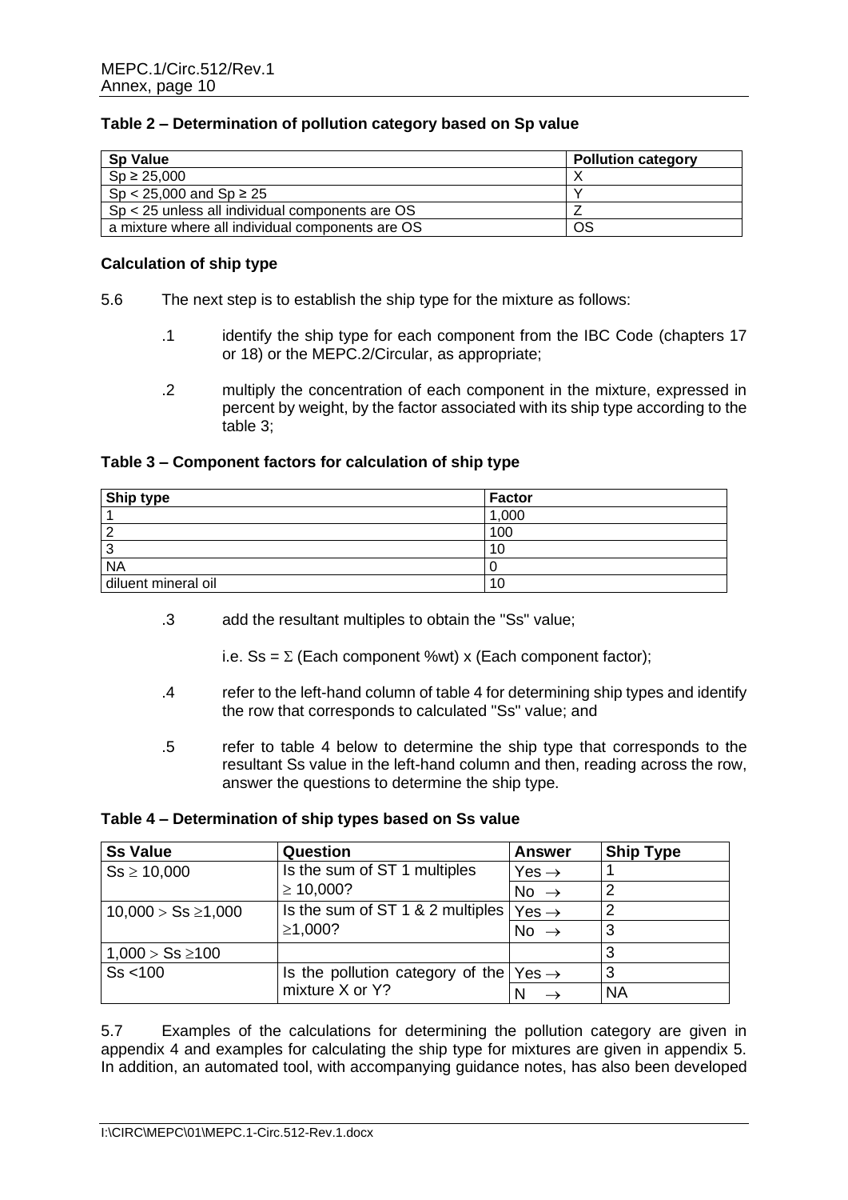**Table 2 – Determination of pollution category based on Sp value**

| Sp Value | Pollution category |
|---|---|
| Sp ≥ 25,000 | X |
| Sp < 25,000 and Sp ≥ 25 | Y |
| Sp < 25 unless all individual components are OS | Z |
| a mixture where all individual components are OS | OS |

**Calculation of ship type**

5.6 The next step is to establish the ship type for the mixture as follows:

.1 identify the ship type for each component from the IBC Code (chapters 17 or 18) or the MEPC.2/Circular, as appropriate;

.2 multiply the concentration of each component in the mixture, expressed in percent by weight, by the factor associated with its ship type according to the table 3;

**Table 3 – Component factors for calculation of ship type**

| Ship type | Factor |
|---|---|
| 1 | 1,000 |
| 2 | 100 |
| 3 | 10 |
| NA | 0 |
| diluent mineral oil | 10 |

.3 add the resultant multiples to obtain the "Ss" value;

i.e. Ss = $\Sigma$ (Each component %wt) x (Each component factor);

.4 refer to the left-hand column of table 4 for determining ship types and identify the row that corresponds to calculated "Ss" value; and

.5 refer to table 4 below to determine the ship type that corresponds to the resultant Ss value in the left-hand column and then, reading across the row, answer the questions to determine the ship type.

**Table 4 – Determination of ship types based on Ss value**

| Ss Value | Question | Answer | Ship Type |
|---|---|---|---|
| Ss ≥ 10,000 | Is the sum of ST 1 multiples ≥ 10,000? | Yes → | 1 |
| | | No → | 2 |
| 10,000 > Ss ≥1,000 | Is the sum of ST 1 & 2 multiples ≥1,000? | Yes → | 2 |
| | | No → | 3 |
| 1,000 > Ss ≥100 | | | 3 |
| Ss <100 | Is the pollution category of the mixture X or Y? | Yes → | 3 |
| | | N → | NA |

5.7 Examples of the calculations for determining the pollution category are given in appendix 4 and examples for calculating the ship type for mixtures are given in appendix 5. In addition, an automated tool, with accompanying guidance notes, has also been developed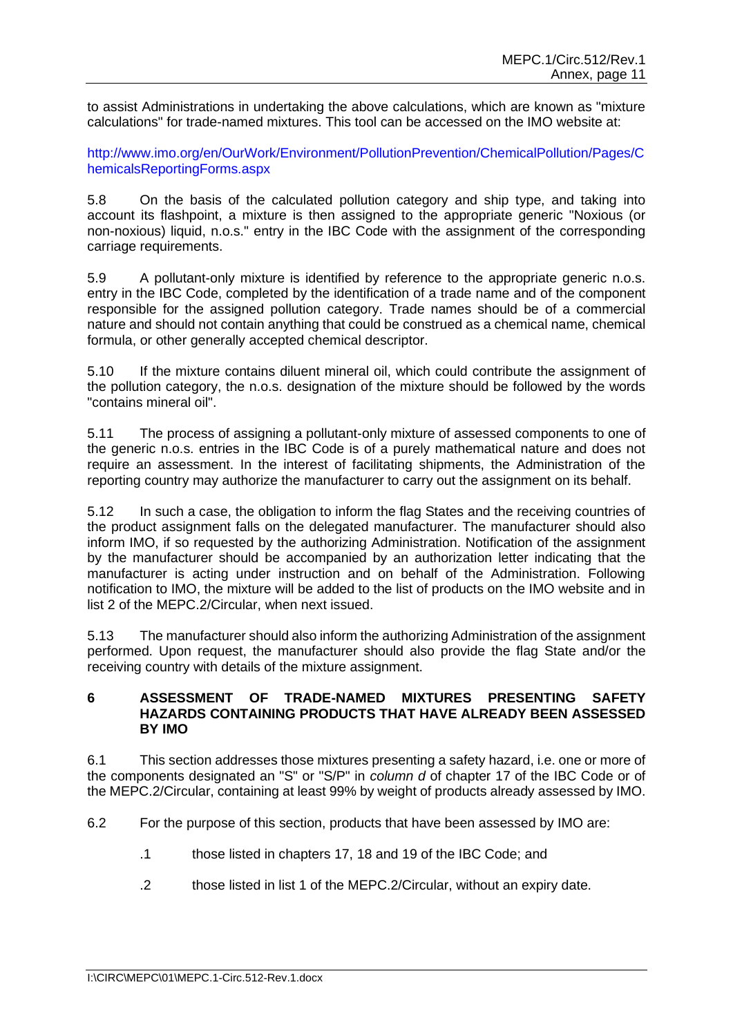to assist Administrations in undertaking the above calculations, which are known as "mixture calculations" for trade-named mixtures. This tool can be accessed on the IMO website at:

http://www.imo.org/en/OurWork/Environment/PollutionPrevention/ChemicalPollution/Pages/ChemicalsReportingForms.aspx

5.8 On the basis of the calculated pollution category and ship type, and taking into account its flashpoint, a mixture is then assigned to the appropriate generic "Noxious (or non-noxious) liquid, n.o.s." entry in the IBC Code with the assignment of the corresponding carriage requirements.

5.9 A pollutant-only mixture is identified by reference to the appropriate generic n.o.s. entry in the IBC Code, completed by the identification of a trade name and of the component responsible for the assigned pollution category. Trade names should be of a commercial nature and should not contain anything that could be construed as a chemical name, chemical formula, or other generally accepted chemical descriptor.

5.10 If the mixture contains diluent mineral oil, which could contribute the assignment of the pollution category, the n.o.s. designation of the mixture should be followed by the words "contains mineral oil".

5.11 The process of assigning a pollutant-only mixture of assessed components to one of the generic n.o.s. entries in the IBC Code is of a purely mathematical nature and does not require an assessment. In the interest of facilitating shipments, the Administration of the reporting country may authorize the manufacturer to carry out the assignment on its behalf.

5.12 In such a case, the obligation to inform the flag States and the receiving countries of the product assignment falls on the delegated manufacturer. The manufacturer should also inform IMO, if so requested by the authorizing Administration. Notification of the assignment by the manufacturer should be accompanied by an authorization letter indicating that the manufacturer is acting under instruction and on behalf of the Administration. Following notification to IMO, the mixture will be added to the list of products on the IMO website and in list 2 of the MEPC.2/Circular, when next issued.

5.13 The manufacturer should also inform the authorizing Administration of the assignment performed. Upon request, the manufacturer should also provide the flag State and/or the receiving country with details of the mixture assignment.

## 6 ASSESSMENT OF TRADE-NAMED MIXTURES PRESENTING SAFETY HAZARDS CONTAINING PRODUCTS THAT HAVE ALREADY BEEN ASSESSED BY IMO

6.1 This section addresses those mixtures presenting a safety hazard, i.e. one or more of the components designated an "S" or "S/P" in *column d* of chapter 17 of the IBC Code or of the MEPC.2/Circular, containing at least 99% by weight of products already assessed by IMO.

6.2 For the purpose of this section, products that have been assessed by IMO are:

.1 those listed in chapters 17, 18 and 19 of the IBC Code; and

.2 those listed in list 1 of the MEPC.2/Circular, without an expiry date.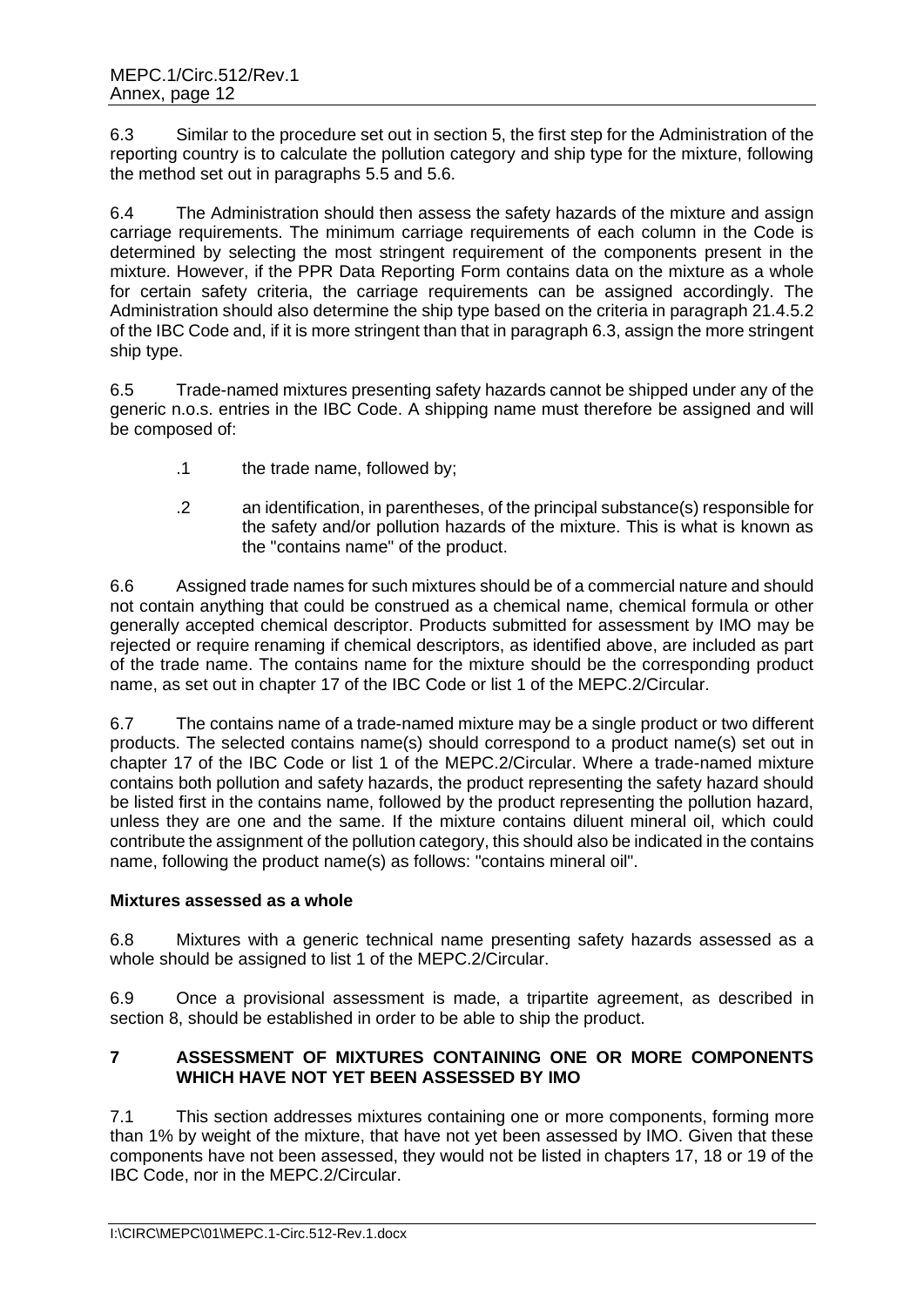6.3 Similar to the procedure set out in section 5, the first step for the Administration of the reporting country is to calculate the pollution category and ship type for the mixture, following the method set out in paragraphs 5.5 and 5.6.

6.4 The Administration should then assess the safety hazards of the mixture and assign carriage requirements. The minimum carriage requirements of each column in the Code is determined by selecting the most stringent requirement of the components present in the mixture. However, if the PPR Data Reporting Form contains data on the mixture as a whole for certain safety criteria, the carriage requirements can be assigned accordingly. The Administration should also determine the ship type based on the criteria in paragraph 21.4.5.2 of the IBC Code and, if it is more stringent than that in paragraph 6.3, assign the more stringent ship type.

6.5 Trade-named mixtures presenting safety hazards cannot be shipped under any of the generic n.o.s. entries in the IBC Code. A shipping name must therefore be assigned and will be composed of:

- .1 the trade name, followed by;
- .2 an identification, in parentheses, of the principal substance(s) responsible for the safety and/or pollution hazards of the mixture. This is what is known as the "contains name" of the product.

6.6 Assigned trade names for such mixtures should be of a commercial nature and should not contain anything that could be construed as a chemical name, chemical formula or other generally accepted chemical descriptor. Products submitted for assessment by IMO may be rejected or require renaming if chemical descriptors, as identified above, are included as part of the trade name. The contains name for the mixture should be the corresponding product name, as set out in chapter 17 of the IBC Code or list 1 of the MEPC.2/Circular.

6.7 The contains name of a trade-named mixture may be a single product or two different products. The selected contains name(s) should correspond to a product name(s) set out in chapter 17 of the IBC Code or list 1 of the MEPC.2/Circular. Where a trade-named mixture contains both pollution and safety hazards, the product representing the safety hazard should be listed first in the contains name, followed by the product representing the pollution hazard, unless they are one and the same. If the mixture contains diluent mineral oil, which could contribute the assignment of the pollution category, this should also be indicated in the contains name, following the product name(s) as follows: "contains mineral oil".

**Mixtures assessed as a whole**

6.8 Mixtures with a generic technical name presenting safety hazards assessed as a whole should be assigned to list 1 of the MEPC.2/Circular.

6.9 Once a provisional assessment is made, a tripartite agreement, as described in section 8, should be established in order to be able to ship the product.

## 7 ASSESSMENT OF MIXTURES CONTAINING ONE OR MORE COMPONENTS WHICH HAVE NOT YET BEEN ASSESSED BY IMO

7.1 This section addresses mixtures containing one or more components, forming more than 1% by weight of the mixture, that have not yet been assessed by IMO. Given that these components have not been assessed, they would not be listed in chapters 17, 18 or 19 of the IBC Code, nor in the MEPC.2/Circular.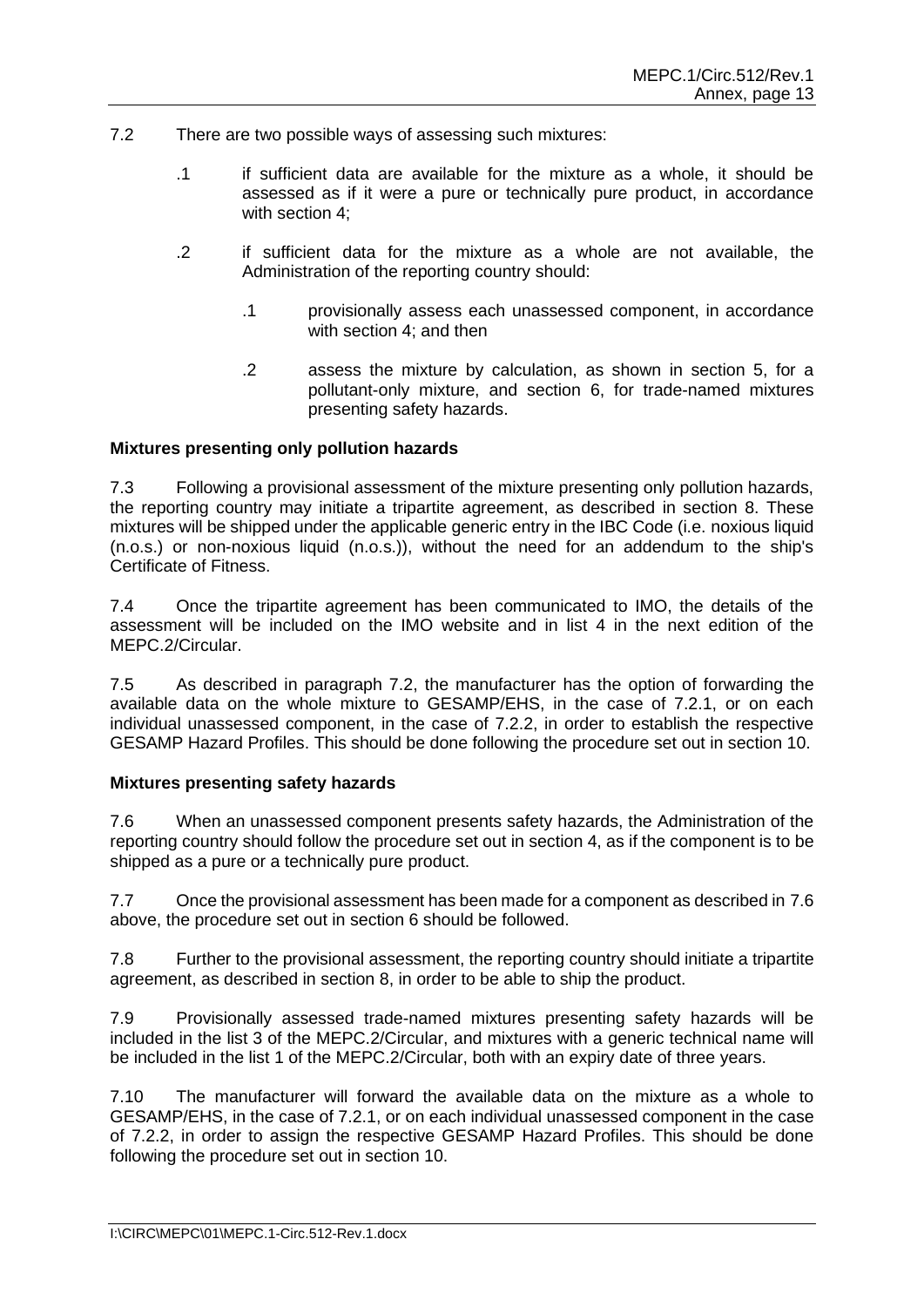7.2 There are two possible ways of assessing such mixtures:

.1 if sufficient data are available for the mixture as a whole, it should be assessed as if it were a pure or technically pure product, in accordance with section 4;

.2 if sufficient data for the mixture as a whole are not available, the Administration of the reporting country should:

.1 provisionally assess each unassessed component, in accordance with section 4; and then

.2 assess the mixture by calculation, as shown in section 5, for a pollutant-only mixture, and section 6, for trade-named mixtures presenting safety hazards.

**Mixtures presenting only pollution hazards**

7.3 Following a provisional assessment of the mixture presenting only pollution hazards, the reporting country may initiate a tripartite agreement, as described in section 8. These mixtures will be shipped under the applicable generic entry in the IBC Code (i.e. noxious liquid (n.o.s.) or non-noxious liquid (n.o.s.)), without the need for an addendum to the ship's Certificate of Fitness.

7.4 Once the tripartite agreement has been communicated to IMO, the details of the assessment will be included on the IMO website and in list 4 in the next edition of the MEPC.2/Circular.

7.5 As described in paragraph 7.2, the manufacturer has the option of forwarding the available data on the whole mixture to GESAMP/EHS, in the case of 7.2.1, or on each individual unassessed component, in the case of 7.2.2, in order to establish the respective GESAMP Hazard Profiles. This should be done following the procedure set out in section 10.

**Mixtures presenting safety hazards**

7.6 When an unassessed component presents safety hazards, the Administration of the reporting country should follow the procedure set out in section 4, as if the component is to be shipped as a pure or a technically pure product.

7.7 Once the provisional assessment has been made for a component as described in 7.6 above, the procedure set out in section 6 should be followed.

7.8 Further to the provisional assessment, the reporting country should initiate a tripartite agreement, as described in section 8, in order to be able to ship the product.

7.9 Provisionally assessed trade-named mixtures presenting safety hazards will be included in the list 3 of the MEPC.2/Circular, and mixtures with a generic technical name will be included in the list 1 of the MEPC.2/Circular, both with an expiry date of three years.

7.10 The manufacturer will forward the available data on the mixture as a whole to GESAMP/EHS, in the case of 7.2.1, or on each individual unassessed component in the case of 7.2.2, in order to assign the respective GESAMP Hazard Profiles. This should be done following the procedure set out in section 10.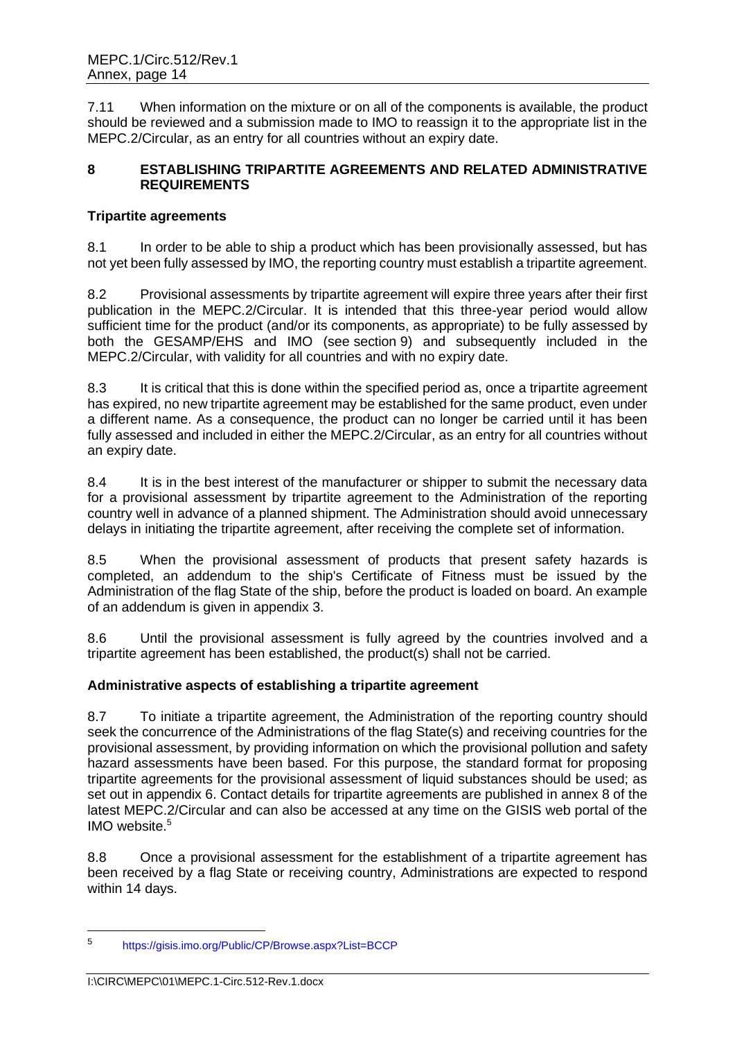7.11 When information on the mixture or on all of the components is available, the product should be reviewed and a submission made to IMO to reassign it to the appropriate list in the MEPC.2/Circular, as an entry for all countries without an expiry date.

## 8 ESTABLISHING TRIPARTITE AGREEMENTS AND RELATED ADMINISTRATIVE REQUIREMENTS

### Tripartite agreements

8.1 In order to be able to ship a product which has been provisionally assessed, but has not yet been fully assessed by IMO, the reporting country must establish a tripartite agreement.

8.2 Provisional assessments by tripartite agreement will expire three years after their first publication in the MEPC.2/Circular. It is intended that this three-year period would allow sufficient time for the product (and/or its components, as appropriate) to be fully assessed by both the GESAMP/EHS and IMO (see section 9) and subsequently included in the MEPC.2/Circular, with validity for all countries and with no expiry date.

8.3 It is critical that this is done within the specified period as, once a tripartite agreement has expired, no new tripartite agreement may be established for the same product, even under a different name. As a consequence, the product can no longer be carried until it has been fully assessed and included in either the MEPC.2/Circular, as an entry for all countries without an expiry date.

8.4 It is in the best interest of the manufacturer or shipper to submit the necessary data for a provisional assessment by tripartite agreement to the Administration of the reporting country well in advance of a planned shipment. The Administration should avoid unnecessary delays in initiating the tripartite agreement, after receiving the complete set of information.

8.5 When the provisional assessment of products that present safety hazards is completed, an addendum to the ship's Certificate of Fitness must be issued by the Administration of the flag State of the ship, before the product is loaded on board. An example of an addendum is given in appendix 3.

8.6 Until the provisional assessment is fully agreed by the countries involved and a tripartite agreement has been established, the product(s) shall not be carried.

### Administrative aspects of establishing a tripartite agreement

8.7 To initiate a tripartite agreement, the Administration of the reporting country should seek the concurrence of the Administrations of the flag State(s) and receiving countries for the provisional assessment, by providing information on which the provisional pollution and safety hazard assessments have been based. For this purpose, the standard format for proposing tripartite agreements for the provisional assessment of liquid substances should be used; as set out in appendix 6. Contact details for tripartite agreements are published in annex 8 of the latest MEPC.2/Circular and can also be accessed at any time on the GISIS web portal of the IMO website.[5]

8.8 Once a provisional assessment for the establishment of a tripartite agreement has been received by a flag State or receiving country, Administrations are expected to respond within 14 days.

---

[5] https://gisis.imo.org/Public/CP/Browse.aspx?List=BCCP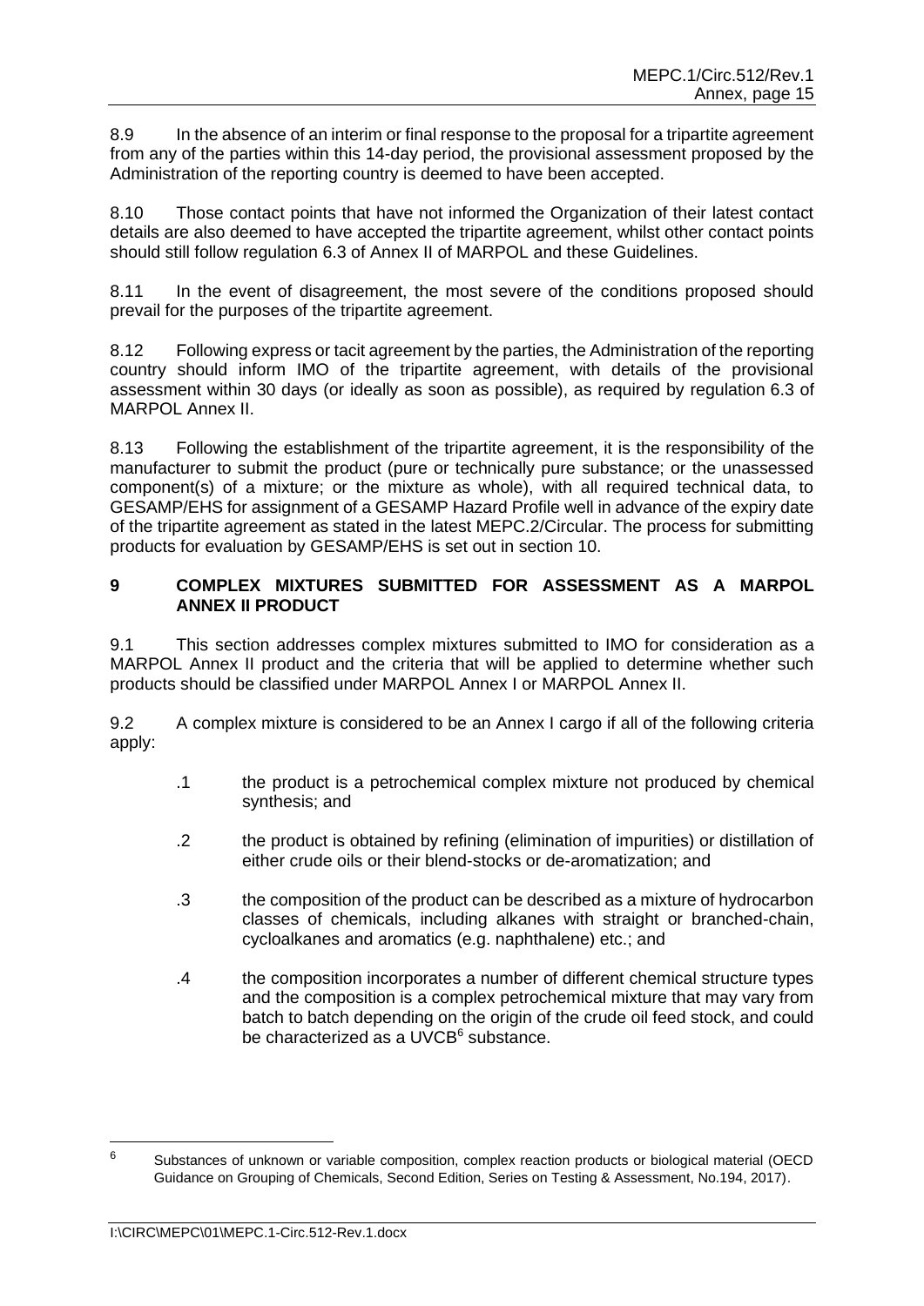8.9 In the absence of an interim or final response to the proposal for a tripartite agreement from any of the parties within this 14-day period, the provisional assessment proposed by the Administration of the reporting country is deemed to have been accepted.

8.10 Those contact points that have not informed the Organization of their latest contact details are also deemed to have accepted the tripartite agreement, whilst other contact points should still follow regulation 6.3 of Annex II of MARPOL and these Guidelines.

8.11 In the event of disagreement, the most severe of the conditions proposed should prevail for the purposes of the tripartite agreement.

8.12 Following express or tacit agreement by the parties, the Administration of the reporting country should inform IMO of the tripartite agreement, with details of the provisional assessment within 30 days (or ideally as soon as possible), as required by regulation 6.3 of MARPOL Annex II.

8.13 Following the establishment of the tripartite agreement, it is the responsibility of the manufacturer to submit the product (pure or technically pure substance; or the unassessed component(s) of a mixture; or the mixture as whole), with all required technical data, to GESAMP/EHS for assignment of a GESAMP Hazard Profile well in advance of the expiry date of the tripartite agreement as stated in the latest MEPC.2/Circular. The process for submitting products for evaluation by GESAMP/EHS is set out in section 10.

## 9 COMPLEX MIXTURES SUBMITTED FOR ASSESSMENT AS A MARPOL ANNEX II PRODUCT

9.1 This section addresses complex mixtures submitted to IMO for consideration as a MARPOL Annex II product and the criteria that will be applied to determine whether such products should be classified under MARPOL Annex I or MARPOL Annex II.

9.2 A complex mixture is considered to be an Annex I cargo if all of the following criteria apply:

.1 the product is a petrochemical complex mixture not produced by chemical synthesis; and

.2 the product is obtained by refining (elimination of impurities) or distillation of either crude oils or their blend-stocks or de-aromatization; and

.3 the composition of the product can be described as a mixture of hydrocarbon classes of chemicals, including alkanes with straight or branched-chain, cycloalkanes and aromatics (e.g. naphthalene) etc.; and

.4 the composition incorporates a number of different chemical structure types and the composition is a complex petrochemical mixture that may vary from batch to batch depending on the origin of the crude oil feed stock, and could be characterized as a UVCB[6] substance.

---

[6] Substances of unknown or variable composition, complex reaction products or biological material (OECD Guidance on Grouping of Chemicals, Second Edition, Series on Testing & Assessment, No.194, 2017).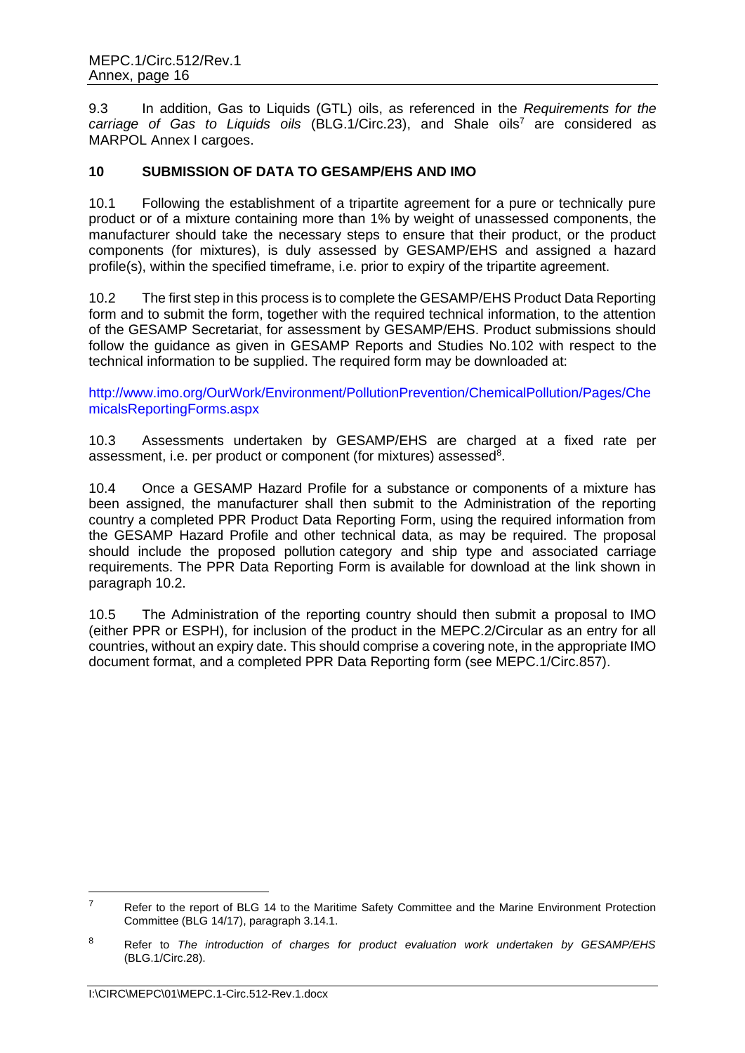9.3 In addition, Gas to Liquids (GTL) oils, as referenced in the *Requirements for the carriage of Gas to Liquids oils* (BLG.1/Circ.23), and Shale oils[7] are considered as MARPOL Annex I cargoes.

## 10 SUBMISSION OF DATA TO GESAMP/EHS AND IMO

10.1 Following the establishment of a tripartite agreement for a pure or technically pure product or of a mixture containing more than 1% by weight of unassessed components, the manufacturer should take the necessary steps to ensure that their product, or the product components (for mixtures), is duly assessed by GESAMP/EHS and assigned a hazard profile(s), within the specified timeframe, i.e. prior to expiry of the tripartite agreement.

10.2 The first step in this process is to complete the GESAMP/EHS Product Data Reporting form and to submit the form, together with the required technical information, to the attention of the GESAMP Secretariat, for assessment by GESAMP/EHS. Product submissions should follow the guidance as given in GESAMP Reports and Studies No.102 with respect to the technical information to be supplied. The required form may be downloaded at:

http://www.imo.org/OurWork/Environment/PollutionPrevention/ChemicalPollution/Pages/ChemicalsReportingForms.aspx

10.3 Assessments undertaken by GESAMP/EHS are charged at a fixed rate per assessment, i.e. per product or component (for mixtures) assessed[8].

10.4 Once a GESAMP Hazard Profile for a substance or components of a mixture has been assigned, the manufacturer shall then submit to the Administration of the reporting country a completed PPR Product Data Reporting Form, using the required information from the GESAMP Hazard Profile and other technical data, as may be required. The proposal should include the proposed pollution category and ship type and associated carriage requirements. The PPR Data Reporting Form is available for download at the link shown in paragraph 10.2.

10.5 The Administration of the reporting country should then submit a proposal to IMO (either PPR or ESPH), for inclusion of the product in the MEPC.2/Circular as an entry for all countries, without an expiry date. This should comprise a covering note, in the appropriate IMO document format, and a completed PPR Data Reporting form (see MEPC.1/Circ.857).

---

[7] Refer to the report of BLG 14 to the Maritime Safety Committee and the Marine Environment Protection Committee (BLG 14/17), paragraph 3.14.1.

[8] Refer to *The introduction of charges for product evaluation work undertaken by GESAMP/EHS* (BLG.1/Circ.28).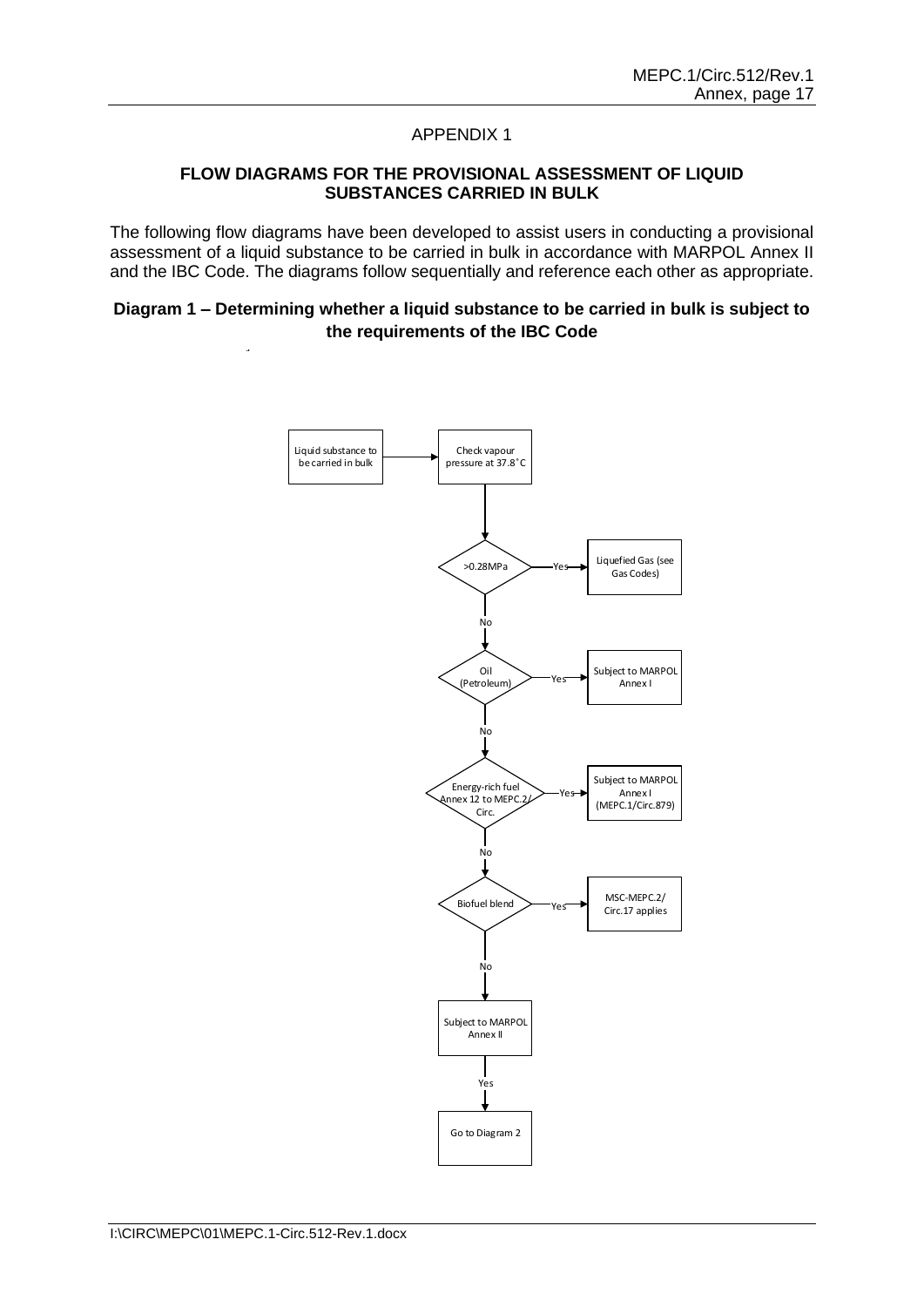## APPENDIX 1

### FLOW DIAGRAMS FOR THE PROVISIONAL ASSESSMENT OF LIQUID SUBSTANCES CARRIED IN BULK

The following flow diagrams have been developed to assist users in conducting a provisional assessment of a liquid substance to be carried in bulk in accordance with MARPOL Annex II and the IBC Code. The diagrams follow sequentially and reference each other as appropriate.

### Diagram 1 – Determining whether a liquid substance to be carried in bulk is subject to the requirements of the IBC Code

Liquid substance to be carried in bulk → Check vapour pressure at 37.8˚C

>0.28MPa → Yes → Liquefied Gas (see Gas Codes)

No ↓

Oil (Petroleum) → Yes → Subject to MARPOL Annex I

No ↓

Energy-rich fuel Annex 12 to MEPC.2/ Circ. → Yes → Subject to MARPOL Annex I (MEPC.1/Circ.879)

No ↓

Biofuel blend → Yes → MSC-MEPC.2/ Circ.17 applies

No ↓

Subject to MARPOL Annex II

Yes ↓

Go to Diagram 2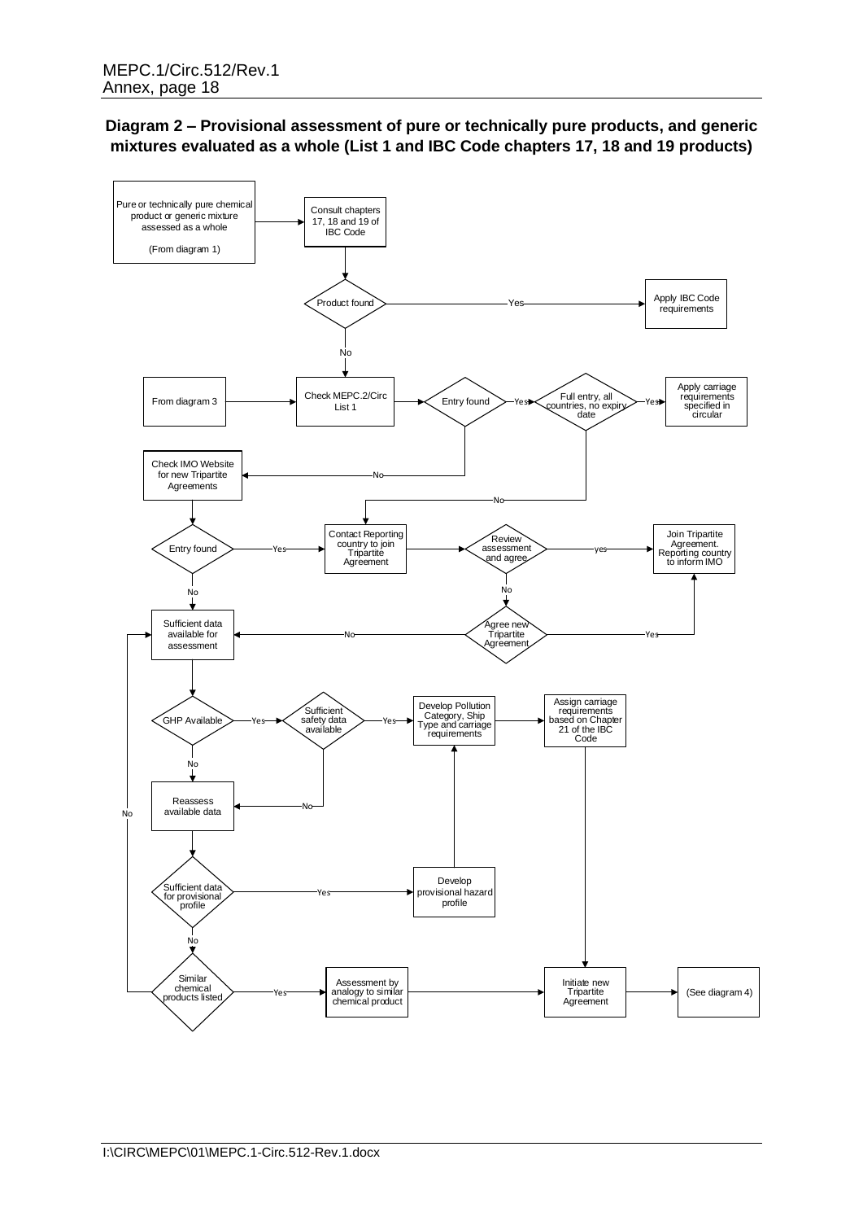## Diagram 2 – Provisional assessment of pure or technically pure products, and generic mixtures evaluated as a whole (List 1 and IBC Code chapters 17, 18 and 19 products)

Pure or technically pure chemical product or generic mixture assessed as a whole

(From diagram 1)

Consult chapters 17, 18 and 19 of IBC Code

Product found — Yes → Apply IBC Code requirements

No

From diagram 3

Check MEPC.2/Circ List 1

Entry found — Yes → Full entry, all countries, no expiry date — Yes → Apply carriage requirements specified in circular

No

Check IMO Website for new Tripartite Agreements

No

Entry found — Yes → Contact Reporting country to join Tripartite Agreement → Review assessment and agree — yes → Join Tripartite Agreement. Reporting country to inform IMO

No

Agree new Tripartite Agreement — Yes → Join Tripartite Agreement. Reporting country to inform IMO

No

Sufficient data available for assessment

GHP Available — Yes → Sufficient safety data available — Yes → Develop Pollution Category, Ship Type and carriage requirements → Assign carriage requirements based on Chapter 21 of the IBC Code

No

Reassess available data

Sufficient data for provisional profile — Yes → Develop provisional hazard profile

No

Similar chemical products listed — Yes → Assessment by analogy to similar chemical product → Initiate new Tripartite Agreement → (See diagram 4)

No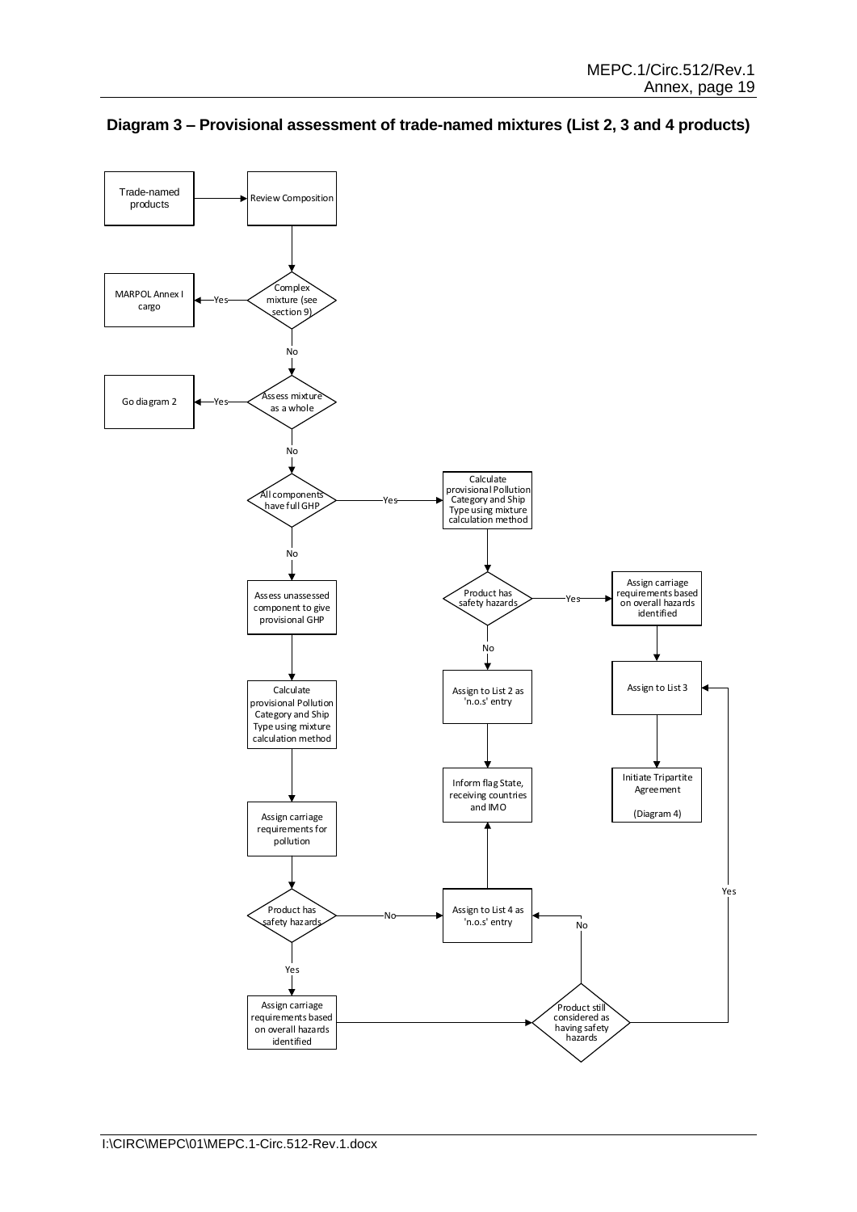**Diagram 3 – Provisional assessment of trade-named mixtures (List 2, 3 and 4 products)**

Trade-named products → Review Composition

Complex mixture (see section 9)
- Yes → MARPOL Annex I cargo
- No → Assess mixture as a whole

Assess mixture as a whole
- Yes → Go diagram 2
- No → All components have full GHP

All components have full GHP
- Yes → Calculate provisional Pollution Category and Ship Type using mixture calculation method → Product has safety hazards
  - Yes → Assign carriage requirements based on overall hazards identified → Assign to List 3 → Initiate Tripartite Agreement (Diagram 4)
  - No → Assign to List 2 as 'n.o.s' entry → Inform flag State, receiving countries and IMO
- No → Assess unassessed component to give provisional GHP → Calculate provisional Pollution Category and Ship Type using mixture calculation method → Assign carriage requirements for pollution → Product has safety hazards
  - No → Assign to List 4 as 'n.o.s' entry → Inform flag State, receiving countries and IMO
  - Yes → Assign carriage requirements based on overall hazards identified → Product still considered as having safety hazards
    - Yes → Assign to List 3
    - No → Assign to List 4 as 'n.o.s' entry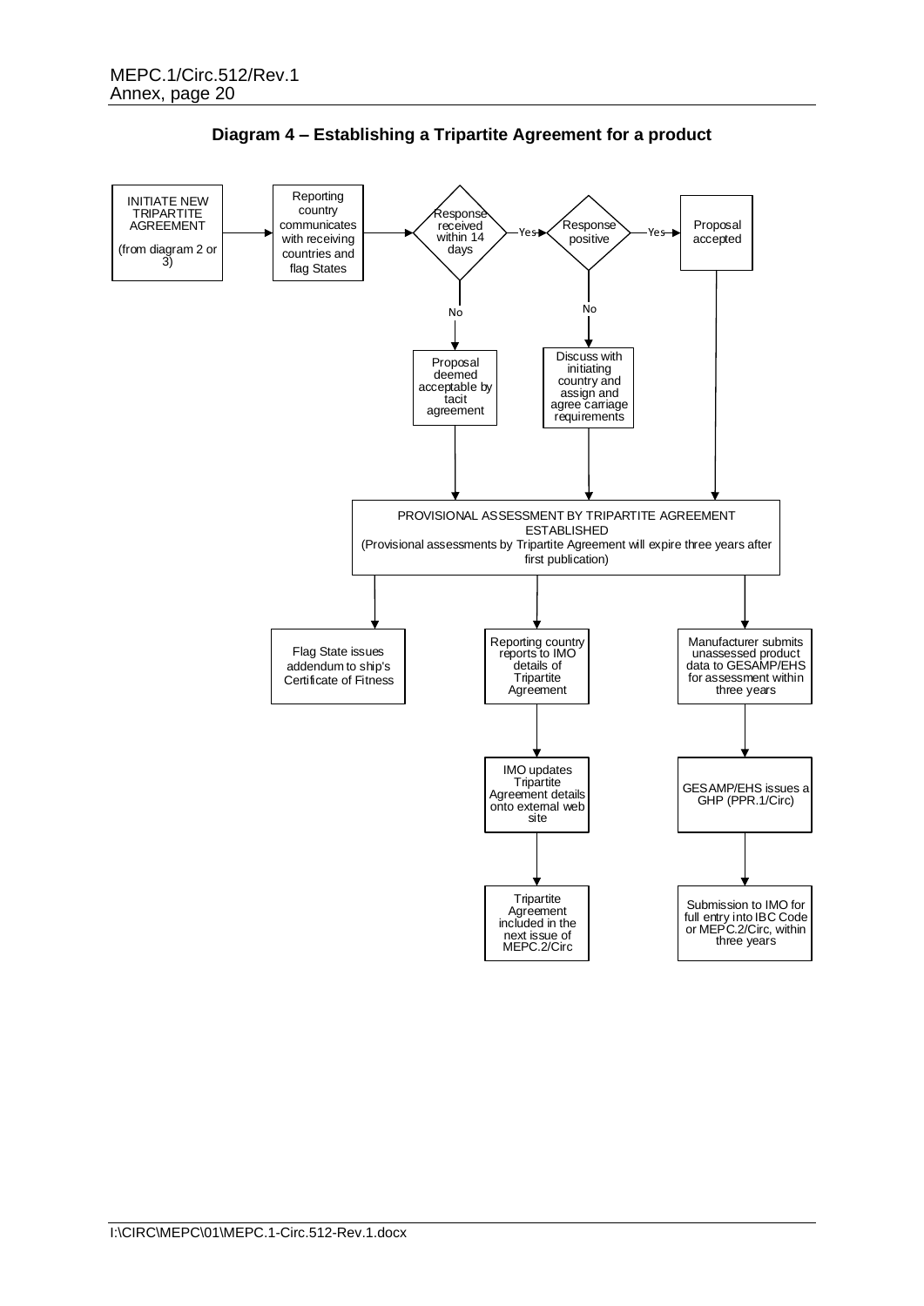**Diagram 4 – Establishing a Tripartite Agreement for a product**

INITIATE NEW TRIPARTITE AGREEMENT (from diagram 2 or 3) → Reporting country communicates with receiving countries and flag States → Response received within 14 days?

- Yes → Response positive?
  - Yes → Proposal accepted
  - No → Discuss with initiating country and assign and agree carriage requirements
- No → Proposal deemed acceptable by tacit agreement

→ PROVISIONAL ASSESSMENT BY TRIPARTITE AGREEMENT ESTABLISHED (Provisional assessments by Tripartite Agreement will expire three years after first publication)

- → Flag State issues addendum to ship's Certificate of Fitness
- → Reporting country reports to IMO details of Tripartite Agreement → IMO updates Tripartite Agreement details onto external web site → Tripartite Agreement included in the next issue of MEPC.2/Circ
- → Manufacturer submits unassessed product data to GESAMP/EHS for assessment within three years → GESAMP/EHS issues a GHP (PPR.1/Circ) → Submission to IMO for full entry into IBC Code or MEPC.2/Circ, within three years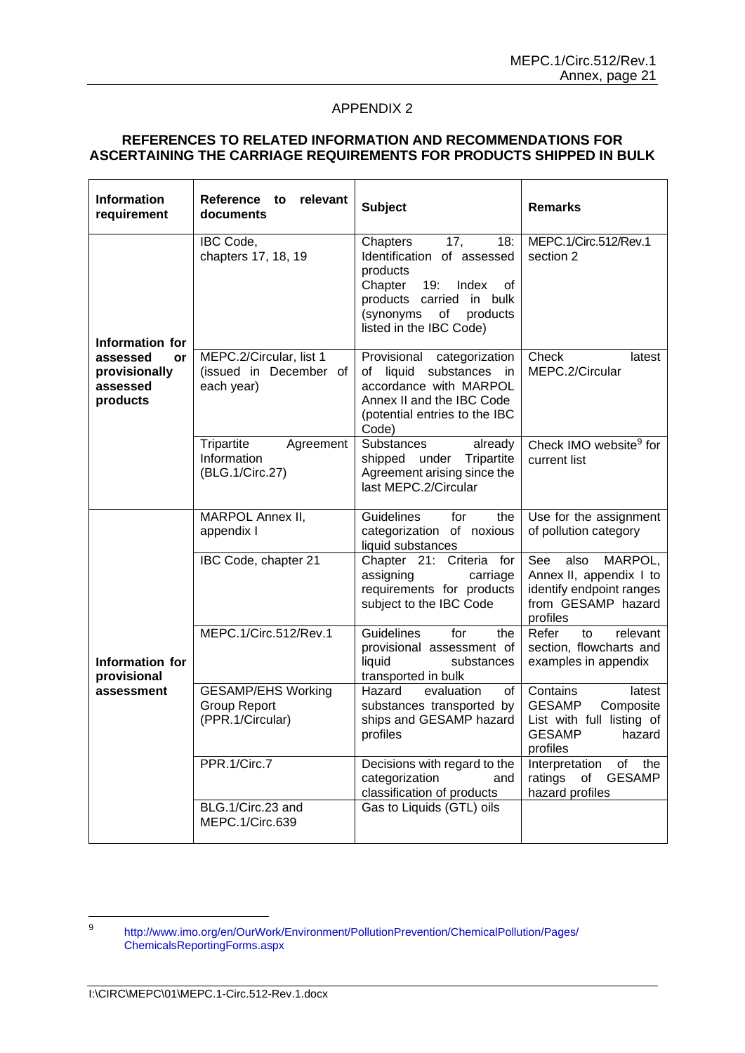## APPENDIX 2

### REFERENCES TO RELATED INFORMATION AND RECOMMENDATIONS FOR ASCERTAINING THE CARRIAGE REQUIREMENTS FOR PRODUCTS SHIPPED IN BULK

| Information requirement | Reference to relevant documents | Subject | Remarks |
|---|---|---|---|
| Information for assessed or provisionally assessed products | IBC Code, chapters 17, 18, 19 | Chapters 17, 18: Identification of assessed products<br>Chapter 19: Index of products carried in bulk (synonyms of products listed in the IBC Code) | MEPC.1/Circ.512/Rev.1 section 2 |
| | MEPC.2/Circular, list 1 (issued in December of each year) | Provisional categorization of liquid substances in accordance with MARPOL Annex II and the IBC Code (potential entries to the IBC Code) | Check latest MEPC.2/Circular |
| | Tripartite Agreement Information (BLG.1/Circ.27) | Substances already shipped under Tripartite Agreement arising since the last MEPC.2/Circular | Check IMO website[9] for current list |
| Information for provisional assessment | MARPOL Annex II, appendix I | Guidelines for the categorization of noxious liquid substances | Use for the assignment of pollution category |
| | IBC Code, chapter 21 | Chapter 21: Criteria for assigning carriage requirements for products subject to the IBC Code | See also MARPOL, Annex II, appendix I to identify endpoint ranges from GESAMP hazard profiles |
| | MEPC.1/Circ.512/Rev.1 | Guidelines for the provisional assessment of liquid substances transported in bulk | Refer to relevant section, flowcharts and examples in appendix |
| | GESAMP/EHS Working Group Report (PPR.1/Circular) | Hazard evaluation of substances transported by ships and GESAMP hazard profiles | Contains latest GESAMP Composite List with full listing of GESAMP hazard profiles |
| | PPR.1/Circ.7 | Decisions with regard to the categorization and classification of products | Interpretation of the ratings of GESAMP hazard profiles |
| | BLG.1/Circ.23 and MEPC.1/Circ.639 | Gas to Liquids (GTL) oils | |

---

[9] http://www.imo.org/en/OurWork/Environment/PollutionPrevention/ChemicalPollution/Pages/ChemicalsReportingForms.aspx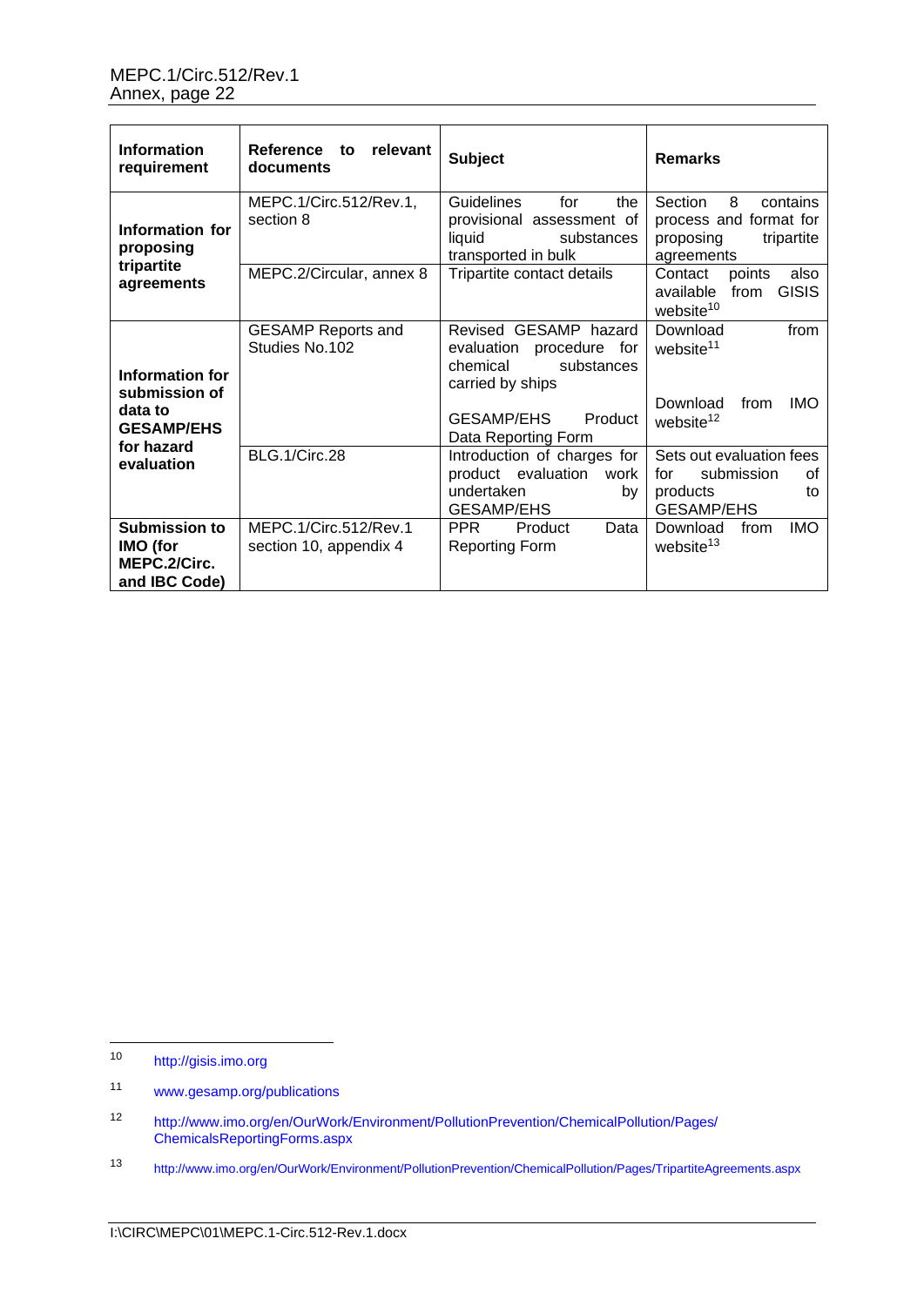| Information requirement | Reference to relevant documents | Subject | Remarks |
|---|---|---|---|
| **Information for proposing tripartite agreements** | MEPC.1/Circ.512/Rev.1, section 8 | Guidelines for the provisional assessment of liquid substances transported in bulk | Section 8 contains process and format for proposing tripartite agreements |
| | MEPC.2/Circular, annex 8 | Tripartite contact details | Contact points also available from GISIS website[10] |
| **Information for submission of data to GESAMP/EHS for hazard evaluation** | GESAMP Reports and Studies No.102 | Revised GESAMP hazard evaluation procedure for chemical substances carried by ships | Download from website[11] |
| | | GESAMP/EHS Product Data Reporting Form | Download from IMO website[12] |
| | BLG.1/Circ.28 | Introduction of charges for product evaluation work undertaken by GESAMP/EHS | Sets out evaluation fees for submission of products to GESAMP/EHS |
| **Submission to IMO (for MEPC.2/Circ. and IBC Code)** | MEPC.1/Circ.512/Rev.1 section 10, appendix 4 | PPR Product Data Reporting Form | Download from IMO website[13] |

---

[10] http://gisis.imo.org

[11] www.gesamp.org/publications

[12] http://www.imo.org/en/OurWork/Environment/PollutionPrevention/ChemicalPollution/Pages/ChemicalsReportingForms.aspx

[13] http://www.imo.org/en/OurWork/Environment/PollutionPrevention/ChemicalPollution/Pages/TripartiteAgreements.aspx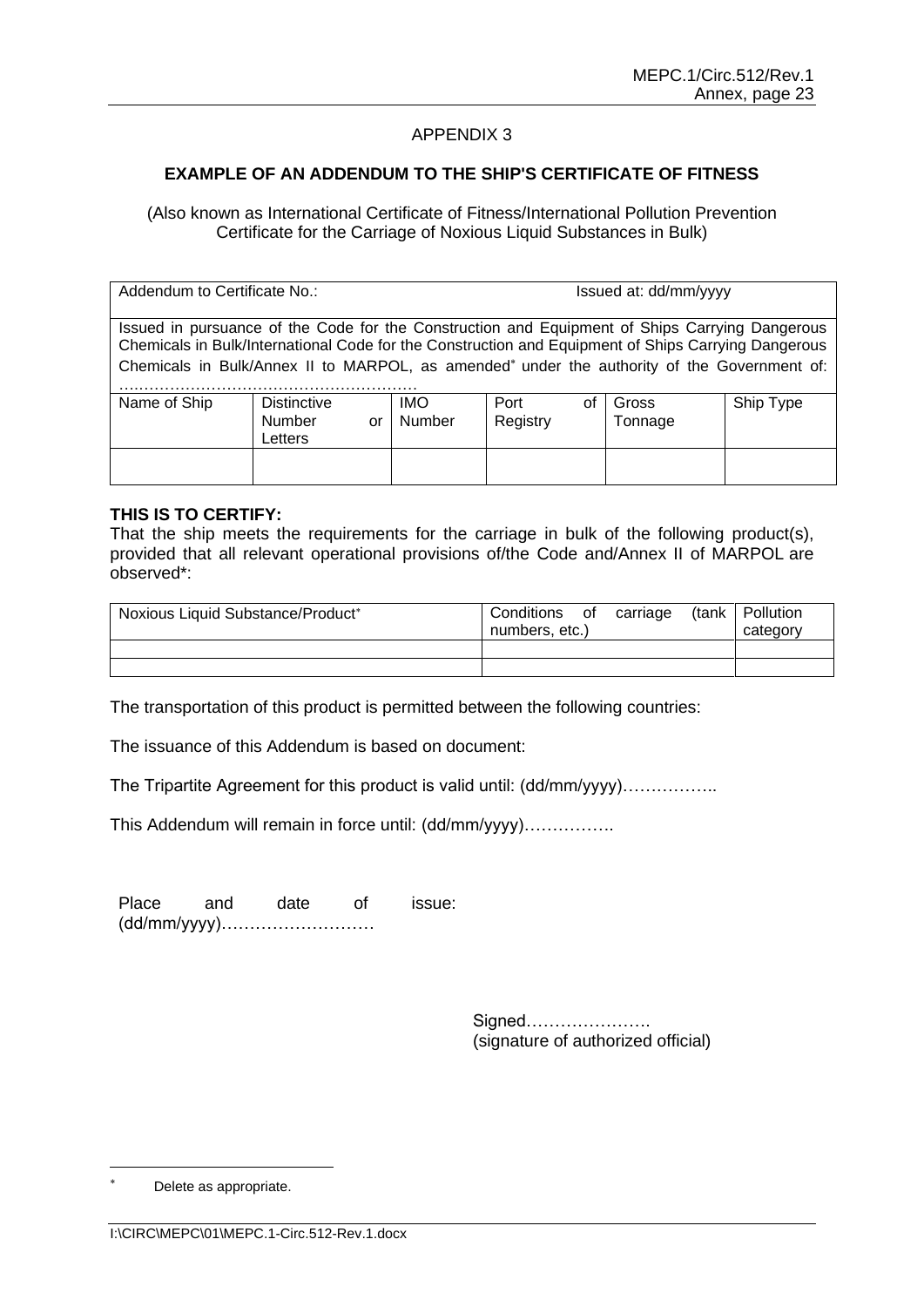## APPENDIX 3

### EXAMPLE OF AN ADDENDUM TO THE SHIP'S CERTIFICATE OF FITNESS

(Also known as International Certificate of Fitness/International Pollution Prevention Certificate for the Carriage of Noxious Liquid Substances in Bulk)

| Addendum to Certificate No.: | | | Issued at: dd/mm/yyyy | | |
|---|---|---|---|---|---|
| Issued in pursuance of the Code for the Construction and Equipment of Ships Carrying Dangerous Chemicals in Bulk/International Code for the Construction and Equipment of Ships Carrying Dangerous Chemicals in Bulk/Annex II to MARPOL, as amended* under the authority of the Government of: ………………………………………………… | | | | | |
| Name of Ship | Distinctive Number or Letters | IMO Number | Port of Registry | Gross Tonnage | Ship Type |
| | | | | | |

**THIS IS TO CERTIFY:**
That the ship meets the requirements for the carriage in bulk of the following product(s), provided that all relevant operational provisions of/the Code and/Annex II of MARPOL are observed*:

| Noxious Liquid Substance/Product* | Conditions of carriage (tank numbers, etc.) | Pollution category |
|---|---|---|
| | | |
| | | |

The transportation of this product is permitted between the following countries:

The issuance of this Addendum is based on document:

The Tripartite Agreement for this product is valid until: (dd/mm/yyyy)……………..

This Addendum will remain in force until: (dd/mm/yyyy)…………….

Place and date of issue: (dd/mm/yyyy)………………………

Signed………………….
(signature of authorized official)

---

\* Delete as appropriate.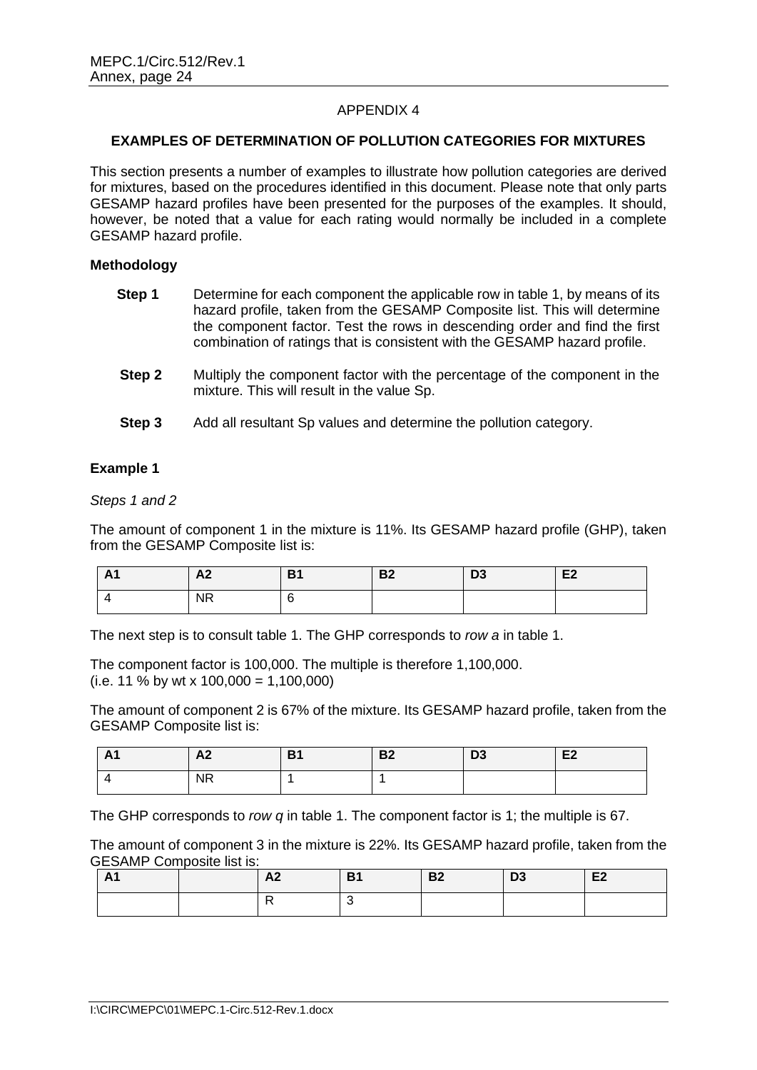# APPENDIX 4

## EXAMPLES OF DETERMINATION OF POLLUTION CATEGORIES FOR MIXTURES

This section presents a number of examples to illustrate how pollution categories are derived for mixtures, based on the procedures identified in this document. Please note that only parts GESAMP hazard profiles have been presented for the purposes of the examples. It should, however, be noted that a value for each rating would normally be included in a complete GESAMP hazard profile.

### Methodology

**Step 1** Determine for each component the applicable row in table 1, by means of its hazard profile, taken from the GESAMP Composite list. This will determine the component factor. Test the rows in descending order and find the first combination of ratings that is consistent with the GESAMP hazard profile.

**Step 2** Multiply the component factor with the percentage of the component in the mixture. This will result in the value Sp.

**Step 3** Add all resultant Sp values and determine the pollution category.

### Example 1

*Steps 1 and 2*

The amount of component 1 in the mixture is 11%. Its GESAMP hazard profile (GHP), taken from the GESAMP Composite list is:

| A1 | A2 | B1 | B2 | D3 | E2 |
|---|---|---|---|---|---|
| 4 | NR | 6 | | | |

The next step is to consult table 1. The GHP corresponds to *row a* in table 1.

The component factor is 100,000. The multiple is therefore 1,100,000.
(i.e. 11 % by wt x 100,000 = 1,100,000)

The amount of component 2 is 67% of the mixture. Its GESAMP hazard profile, taken from the GESAMP Composite list is:

| A1 | A2 | B1 | B2 | D3 | E2 |
|---|---|---|---|---|---|
| 4 | NR | 1 | 1 | | |

The GHP corresponds to *row q* in table 1. The component factor is 1; the multiple is 67.

The amount of component 3 in the mixture is 22%. Its GESAMP hazard profile, taken from the GESAMP Composite list is:

| A1 | | A2 | B1 | B2 | D3 | E2 |
|---|---|---|---|---|---|---|
| | | R | 3 | | | |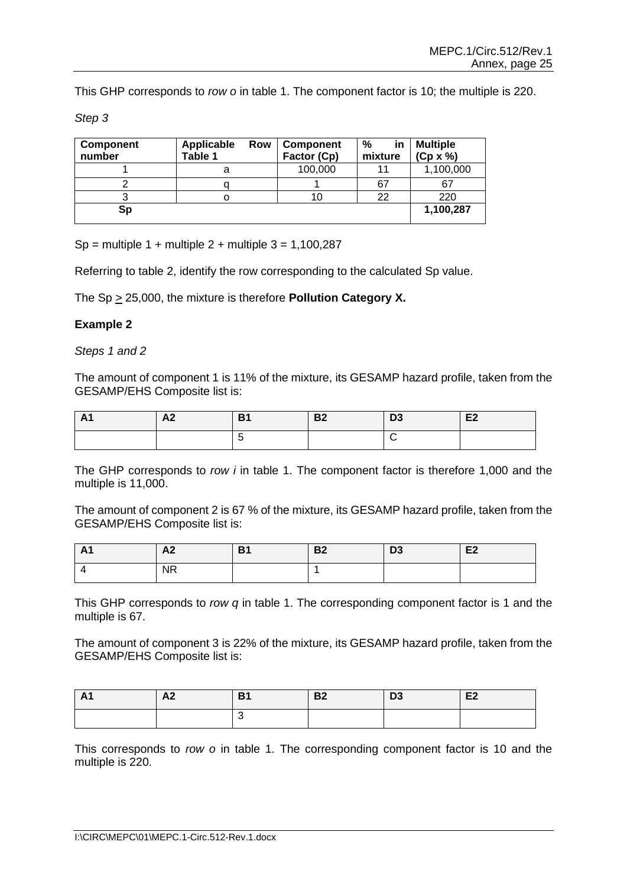This GHP corresponds to *row o* in table 1. The component factor is 10; the multiple is 220.

*Step 3*

| Component number | Applicable Row Table 1 | Component Factor (Cp) | % in mixture | Multiple (Cp x %) |
|---|---|---|---|---|
| 1 | a | 100,000 | 11 | 1,100,000 |
| 2 | q | 1 | 67 | 67 |
| 3 | o | 10 | 22 | 220 |
| **Sp** | | | | **1,100,287** |

Sp = multiple 1 + multiple 2 + multiple 3 = 1,100,287

Referring to table 2, identify the row corresponding to the calculated Sp value.

The Sp $\geq$ 25,000, the mixture is therefore **Pollution Category X.**

**Example 2**

*Steps 1 and 2*

The amount of component 1 is 11% of the mixture, its GESAMP hazard profile, taken from the GESAMP/EHS Composite list is:

| A1 | A2 | B1 | B2 | D3 | E2 |
|---|---|---|---|---|---|
| | | 5 | | C | |

The GHP corresponds to *row i* in table 1. The component factor is therefore 1,000 and the multiple is 11,000.

The amount of component 2 is 67 % of the mixture, its GESAMP hazard profile, taken from the GESAMP/EHS Composite list is:

| A1 | A2 | B1 | B2 | D3 | E2 |
|---|---|---|---|---|---|
| 4 | NR | | 1 | | |

This GHP corresponds to *row q* in table 1. The corresponding component factor is 1 and the multiple is 67.

The amount of component 3 is 22% of the mixture, its GESAMP hazard profile, taken from the GESAMP/EHS Composite list is:

| A1 | A2 | B1 | B2 | D3 | E2 |
|---|---|---|---|---|---|
| | | 3 | | | |

This corresponds to *row o* in table 1. The corresponding component factor is 10 and the multiple is 220.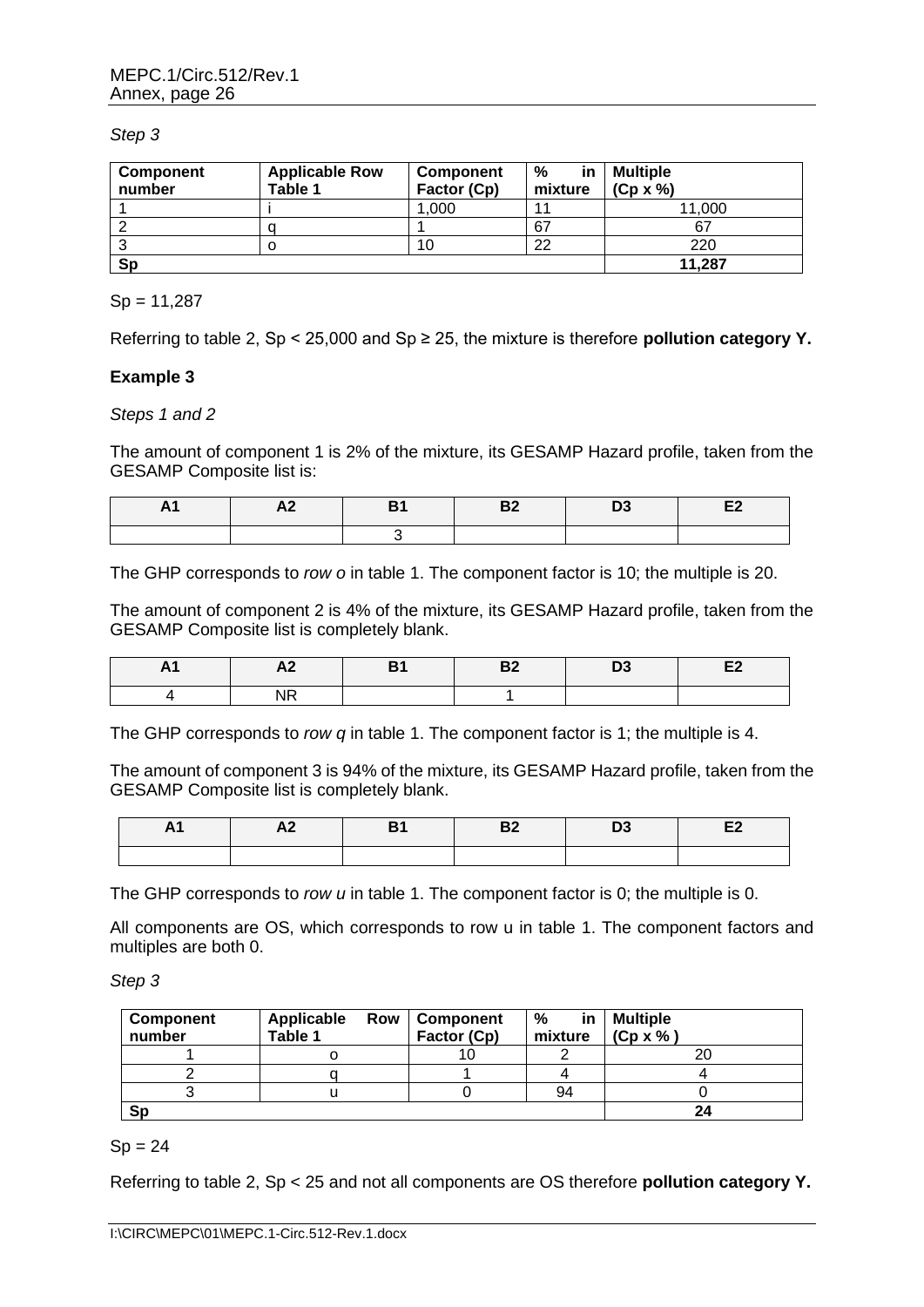*Step 3*

| Component number | Applicable Row Table 1 | Component Factor (Cp) | % in mixture | Multiple (Cp x %) |
|---|---|---|---|---|
| 1 | i | 1,000 | 11 | 11,000 |
| 2 | q | 1 | 67 | 67 |
| 3 | o | 10 | 22 | 220 |
| **Sp** | | | | **11,287** |

Sp = 11,287

Referring to table 2, Sp < 25,000 and Sp ≥ 25, the mixture is therefore **pollution category Y.**

**Example 3**

*Steps 1 and 2*

The amount of component 1 is 2% of the mixture, its GESAMP Hazard profile, taken from the GESAMP Composite list is:

| A1 | A2 | B1 | B2 | D3 | E2 |
|---|---|---|---|---|---|
| | | 3 | | | |

The GHP corresponds to *row o* in table 1. The component factor is 10; the multiple is 20.

The amount of component 2 is 4% of the mixture, its GESAMP Hazard profile, taken from the GESAMP Composite list is completely blank.

| A1 | A2 | B1 | B2 | D3 | E2 |
|---|---|---|---|---|---|
| 4 | NR | | 1 | | |

The GHP corresponds to *row q* in table 1. The component factor is 1; the multiple is 4.

The amount of component 3 is 94% of the mixture, its GESAMP Hazard profile, taken from the GESAMP Composite list is completely blank.

| A1 | A2 | B1 | B2 | D3 | E2 |
|---|---|---|---|---|---|
| | | | | | |

The GHP corresponds to *row u* in table 1. The component factor is 0; the multiple is 0.

All components are OS, which corresponds to row u in table 1. The component factors and multiples are both 0.

*Step 3*

| Component number | Applicable Row Table 1 | Component Factor (Cp) | % in mixture | Multiple (Cp x % ) |
|---|---|---|---|---|
| 1 | o | 10 | 2 | 20 |
| 2 | q | 1 | 4 | 4 |
| 3 | u | 0 | 94 | 0 |
| **Sp** | | | | **24** |

Sp = 24

Referring to table 2, Sp < 25 and not all components are OS therefore **pollution category Y.**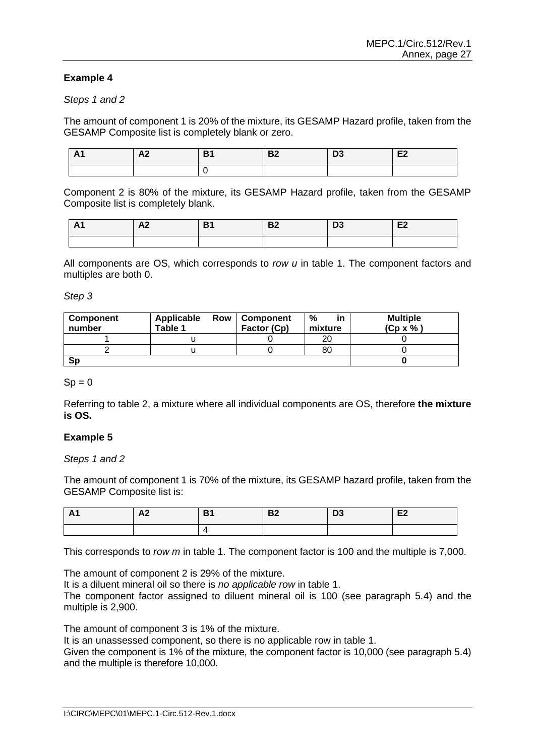**Example 4**

*Steps 1 and 2*

The amount of component 1 is 20% of the mixture, its GESAMP Hazard profile, taken from the GESAMP Composite list is completely blank or zero.

| A1 | A2 | B1 | B2 | D3 | E2 |
|---|---|---|---|---|---|
| | | 0 | | | |

Component 2 is 80% of the mixture, its GESAMP Hazard profile, taken from the GESAMP Composite list is completely blank.

| A1 | A2 | B1 | B2 | D3 | E2 |
|---|---|---|---|---|---|
| | | | | | |

All components are OS, which corresponds to *row u* in table 1. The component factors and multiples are both 0.

*Step 3*

| Component number | Applicable Row Table 1 | Component Factor (Cp) | % in mixture | Multiple (Cp x % ) |
|---|---|---|---|---|
| 1 | u | 0 | 20 | 0 |
| 2 | u | 0 | 80 | 0 |
| **Sp** | | | | **0** |

Sp = 0

Referring to table 2, a mixture where all individual components are OS, therefore **the mixture is OS.**

**Example 5**

*Steps 1 and 2*

The amount of component 1 is 70% of the mixture, its GESAMP hazard profile, taken from the GESAMP Composite list is:

| A1 | A2 | B1 | B2 | D3 | E2 |
|---|---|---|---|---|---|
| | | 4 | | | |

This corresponds to *row m* in table 1. The component factor is 100 and the multiple is 7,000.

The amount of component 2 is 29% of the mixture.
It is a diluent mineral oil so there is *no applicable row* in table 1.
The component factor assigned to diluent mineral oil is 100 (see paragraph 5.4) and the multiple is 2,900.

The amount of component 3 is 1% of the mixture.
It is an unassessed component, so there is no applicable row in table 1.
Given the component is 1% of the mixture, the component factor is 10,000 (see paragraph 5.4) and the multiple is therefore 10,000.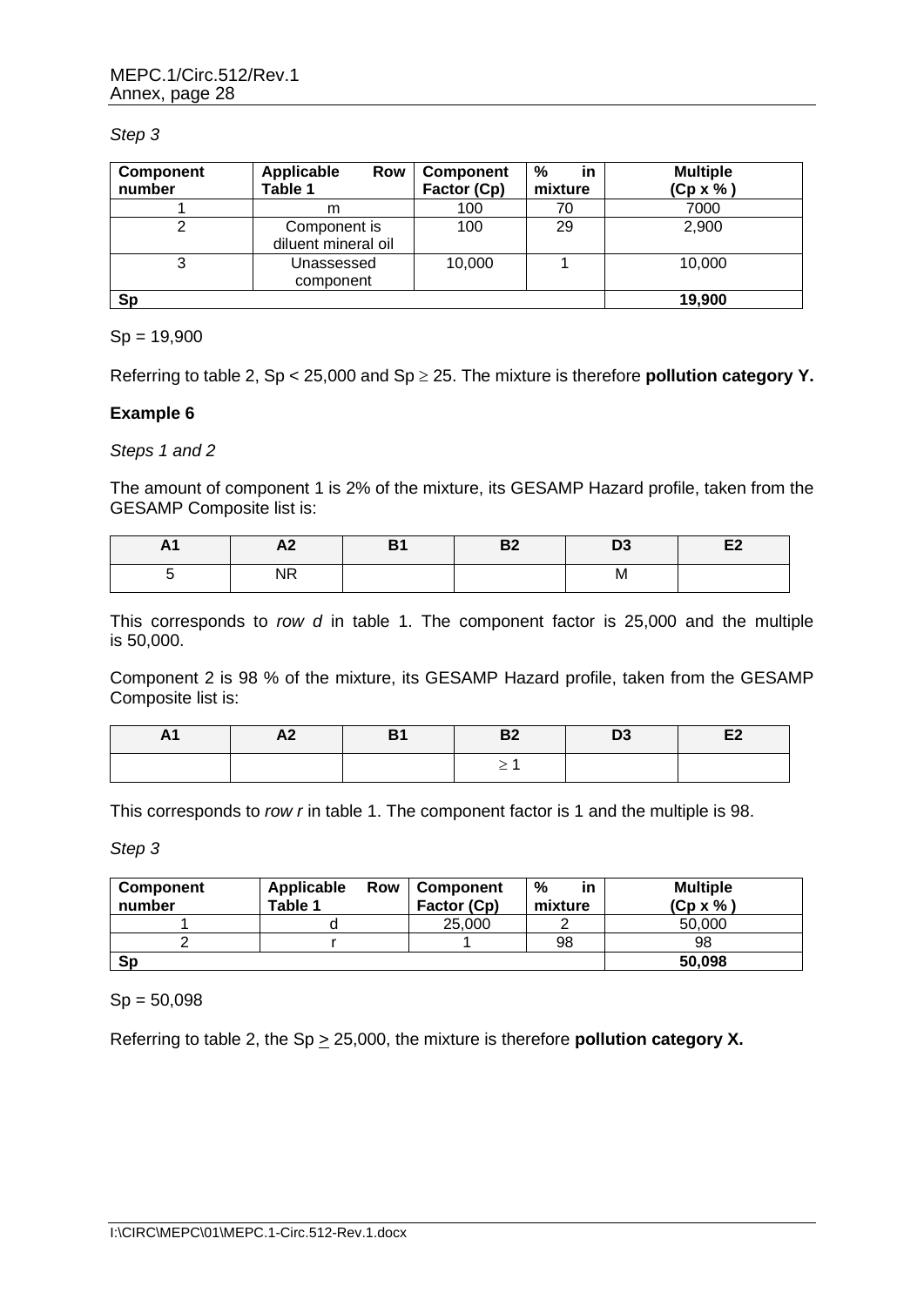*Step 3*

| Component number | Applicable Row Table 1 | Component Factor (Cp) | % in mixture | Multiple (Cp x % ) |
|---|---|---|---|---|
| 1 | m | 100 | 70 | 7000 |
| 2 | Component is diluent mineral oil | 100 | 29 | 2,900 |
| 3 | Unassessed component | 10,000 | 1 | 10,000 |
| **Sp** | | | | **19,900** |

Sp = 19,900

Referring to table 2, Sp < 25,000 and Sp ≥ 25. The mixture is therefore **pollution category Y.**

### Example 6

*Steps 1 and 2*

The amount of component 1 is 2% of the mixture, its GESAMP Hazard profile, taken from the GESAMP Composite list is:

| A1 | A2 | B1 | B2 | D3 | E2 |
|---|---|---|---|---|---|
| 5 | NR | | | M | |

This corresponds to *row d* in table 1. The component factor is 25,000 and the multiple is 50,000.

Component 2 is 98 % of the mixture, its GESAMP Hazard profile, taken from the GESAMP Composite list is:

| A1 | A2 | B1 | B2 | D3 | E2 |
|---|---|---|---|---|---|
| | | | ≥ 1 | | |

This corresponds to *row r* in table 1. The component factor is 1 and the multiple is 98.

*Step 3*

| Component number | Applicable Row Table 1 | Component Factor (Cp) | % in mixture | Multiple (Cp x % ) |
|---|---|---|---|---|
| 1 | d | 25,000 | 2 | 50,000 |
| 2 | r | 1 | 98 | 98 |
| **Sp** | | | | **50,098** |

Sp = 50,098

Referring to table 2, the Sp ≥ 25,000, the mixture is therefore **pollution category X.**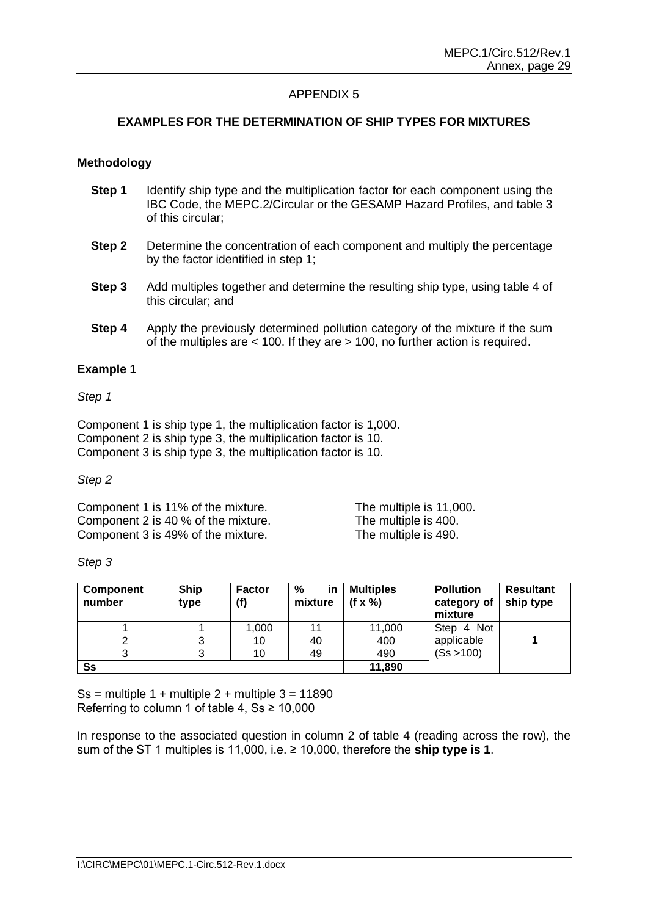## APPENDIX 5

### EXAMPLES FOR THE DETERMINATION OF SHIP TYPES FOR MIXTURES

**Methodology**

**Step 1** Identify ship type and the multiplication factor for each component using the IBC Code, the MEPC.2/Circular or the GESAMP Hazard Profiles, and table 3 of this circular;

**Step 2** Determine the concentration of each component and multiply the percentage by the factor identified in step 1;

**Step 3** Add multiples together and determine the resulting ship type, using table 4 of this circular; and

**Step 4** Apply the previously determined pollution category of the mixture if the sum of the multiples are < 100. If they are > 100, no further action is required.

**Example 1**

*Step 1*

Component 1 is ship type 1, the multiplication factor is 1,000.
Component 2 is ship type 3, the multiplication factor is 10.
Component 3 is ship type 3, the multiplication factor is 10.

*Step 2*

Component 1 is 11% of the mixture. The multiple is 11,000.
Component 2 is 40 % of the mixture. The multiple is 400.
Component 3 is 49% of the mixture. The multiple is 490.

*Step 3*

| Component number | Ship type | Factor (f) | % in mixture | Multiples (f x %) | Pollution category of mixture | Resultant ship type |
|---|---|---|---|---|---|---|
| 1 | 1 | 1,000 | 11 | 11,000 | Step 4 Not applicable (Ss >100) | 1 |
| 2 | 3 | 10 | 40 | 400 | | |
| 3 | 3 | 10 | 49 | 490 | | |
| **Ss** | | | | **11,890** | | |

Ss = multiple 1 + multiple 2 + multiple 3 = 11890
Referring to column 1 of table 4, Ss ≥ 10,000

In response to the associated question in column 2 of table 4 (reading across the row), the sum of the ST 1 multiples is 11,000, i.e. ≥ 10,000, therefore the **ship type is 1**.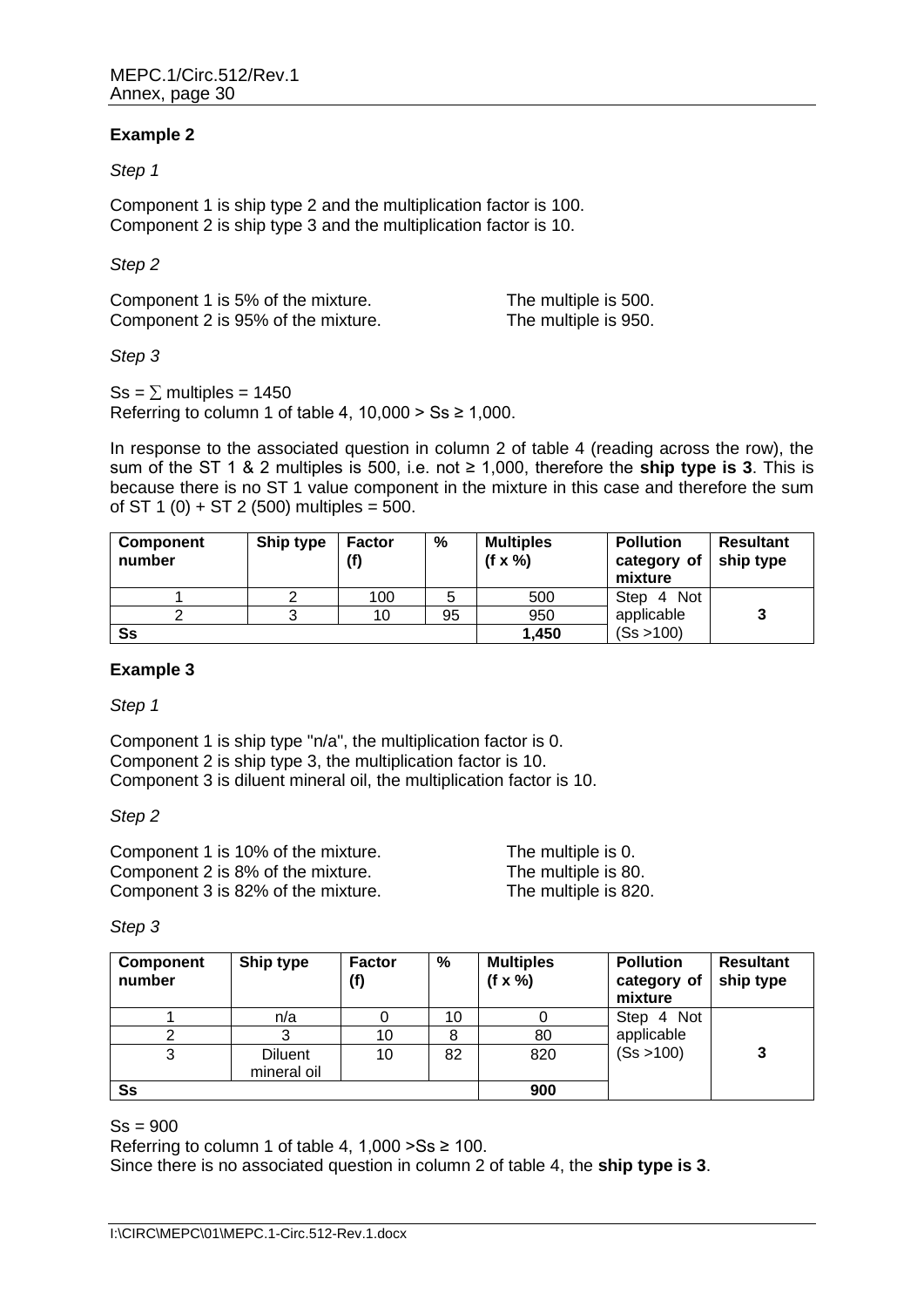**Example 2**

*Step 1*

Component 1 is ship type 2 and the multiplication factor is 100.
Component 2 is ship type 3 and the multiplication factor is 10.

*Step 2*

Component 1 is 5% of the mixture. The multiple is 500.
Component 2 is 95% of the mixture. The multiple is 950.

*Step 3*

Ss = ∑ multiples = 1450
Referring to column 1 of table 4, 10,000 > Ss ≥ 1,000.

In response to the associated question in column 2 of table 4 (reading across the row), the sum of the ST 1 & 2 multiples is 500, i.e. not ≥ 1,000, therefore the **ship type is 3**. This is because there is no ST 1 value component in the mixture in this case and therefore the sum of ST 1 (0) + ST 2 (500) multiples = 500.

| Component number | Ship type | Factor (f) | % | Multiples (f x %) | Pollution category of mixture | Resultant ship type |
|---|---|---|---|---|---|---|
| 1 | 2 | 100 | 5 | 500 | Step 4 Not applicable (Ss >100) | **3** |
| 2 | 3 | 10 | 95 | 950 | | |
| **Ss** | | | | **1,450** | | |

**Example 3**

*Step 1*

Component 1 is ship type "n/a", the multiplication factor is 0.
Component 2 is ship type 3, the multiplication factor is 10.
Component 3 is diluent mineral oil, the multiplication factor is 10.

*Step 2*

Component 1 is 10% of the mixture. The multiple is 0.
Component 2 is 8% of the mixture. The multiple is 80.
Component 3 is 82% of the mixture. The multiple is 820.

*Step 3*

| Component number | Ship type | Factor (f) | % | Multiples (f x %) | Pollution category of mixture | Resultant ship type |
|---|---|---|---|---|---|---|
| 1 | n/a | 0 | 10 | 0 | Step 4 Not applicable (Ss >100) | **3** |
| 2 | 3 | 10 | 8 | 80 | | |
| 3 | Diluent mineral oil | 10 | 82 | 820 | | |
| **Ss** | | | | **900** | | |

Ss = 900
Referring to column 1 of table 4, 1,000 >Ss ≥ 100.
Since there is no associated question in column 2 of table 4, the **ship type is 3**.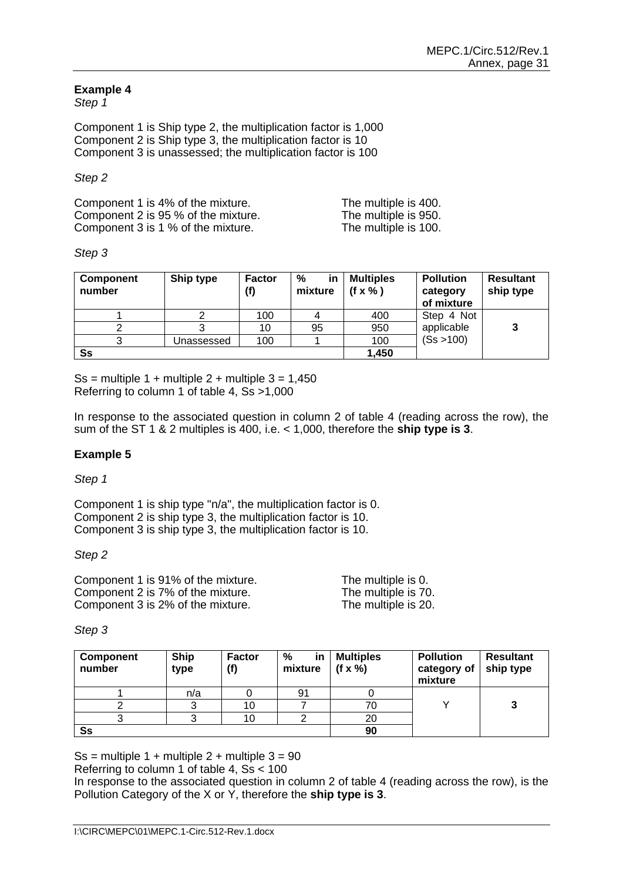**Example 4**

*Step 1*

Component 1 is Ship type 2, the multiplication factor is 1,000
Component 2 is Ship type 3, the multiplication factor is 10
Component 3 is unassessed; the multiplication factor is 100

*Step 2*

Component 1 is 4% of the mixture. The multiple is 400.
Component 2 is 95 % of the mixture. The multiple is 950.
Component 3 is 1 % of the mixture. The multiple is 100.

*Step 3*

| Component number | Ship type | Factor (f) | % in mixture | Multiples (f x % ) | Pollution category of mixture | Resultant ship type |
|---|---|---|---|---|---|---|
| 1 | 2 | 100 | 4 | 400 | Step 4 Not applicable (Ss >100) | **3** |
| 2 | 3 | 10 | 95 | 950 | | |
| 3 | Unassessed | 100 | 1 | 100 | | |
| **Ss** | | | | **1,450** | | |

Ss = multiple 1 + multiple 2 + multiple 3 = 1,450
Referring to column 1 of table 4, Ss >1,000

In response to the associated question in column 2 of table 4 (reading across the row), the sum of the ST 1 & 2 multiples is 400, i.e. < 1,000, therefore the **ship type is 3**.

**Example 5**

*Step 1*

Component 1 is ship type "n/a", the multiplication factor is 0.
Component 2 is ship type 3, the multiplication factor is 10.
Component 3 is ship type 3, the multiplication factor is 10.

*Step 2*

Component 1 is 91% of the mixture. The multiple is 0.
Component 2 is 7% of the mixture. The multiple is 70.
Component 3 is 2% of the mixture. The multiple is 20.

*Step 3*

| Component number | Ship type | Factor (f) | % in mixture | Multiples (f x %) | Pollution category of mixture | Resultant ship type |
|---|---|---|---|---|---|---|
| 1 | n/a | 0 | 91 | 0 | Y | **3** |
| 2 | 3 | 10 | 7 | 70 | | |
| 3 | 3 | 10 | 2 | 20 | | |
| **Ss** | | | | **90** | | |

Ss = multiple 1 + multiple 2 + multiple 3 = 90
Referring to column 1 of table 4, Ss < 100
In response to the associated question in column 2 of table 4 (reading across the row), is the Pollution Category of the X or Y, therefore the **ship type is 3**.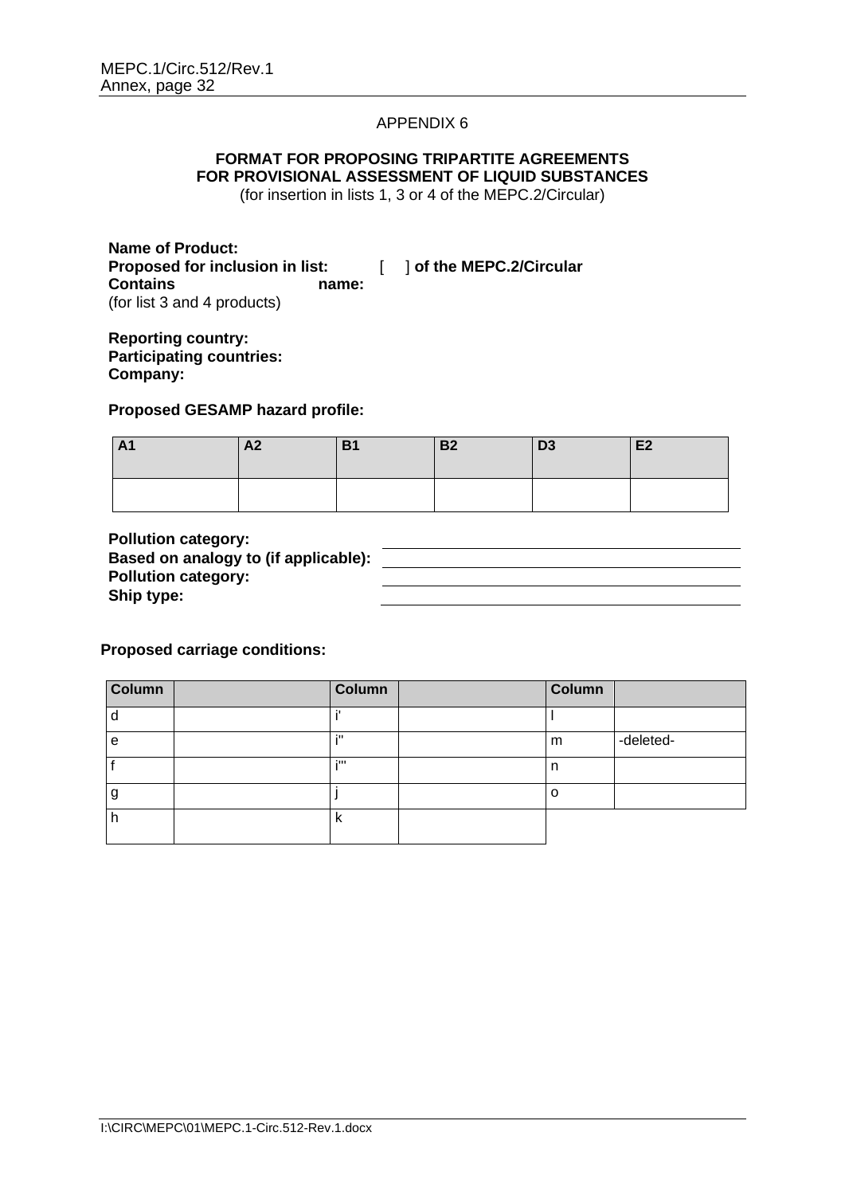APPENDIX 6

**FORMAT FOR PROPOSING TRIPARTITE AGREEMENTS FOR PROVISIONAL ASSESSMENT OF LIQUID SUBSTANCES**
(for insertion in lists 1, 3 or 4 of the MEPC.2/Circular)

**Name of Product:**
**Proposed for inclusion in list:** [ ] **of the MEPC.2/Circular**
**Contains name:**
(for list 3 and 4 products)

**Reporting country:**
**Participating countries:**
**Company:**

**Proposed GESAMP hazard profile:**

| A1 | A2 | B1 | B2 | D3 | E2 |
|---|---|---|---|---|---|
| | | | | | |

**Pollution category:** \_\_\_\_\_\_\_\_\_\_\_\_\_\_\_\_\_\_\_\_
**Based on analogy to (if applicable):** \_\_\_\_\_\_\_\_\_\_\_\_\_\_\_\_\_\_\_\_
**Pollution category:** \_\_\_\_\_\_\_\_\_\_\_\_\_\_\_\_\_\_\_\_
**Ship type:** \_\_\_\_\_\_\_\_\_\_\_\_\_\_\_\_\_\_\_\_

**Proposed carriage conditions:**

| Column | | Column | | Column | |
|---|---|---|---|---|---|
| d | | i' | | l | |
| e | | i'' | | m | -deleted- |
| f | | i''' | | n | |
| g | | j | | o | |
| h | | k | | | |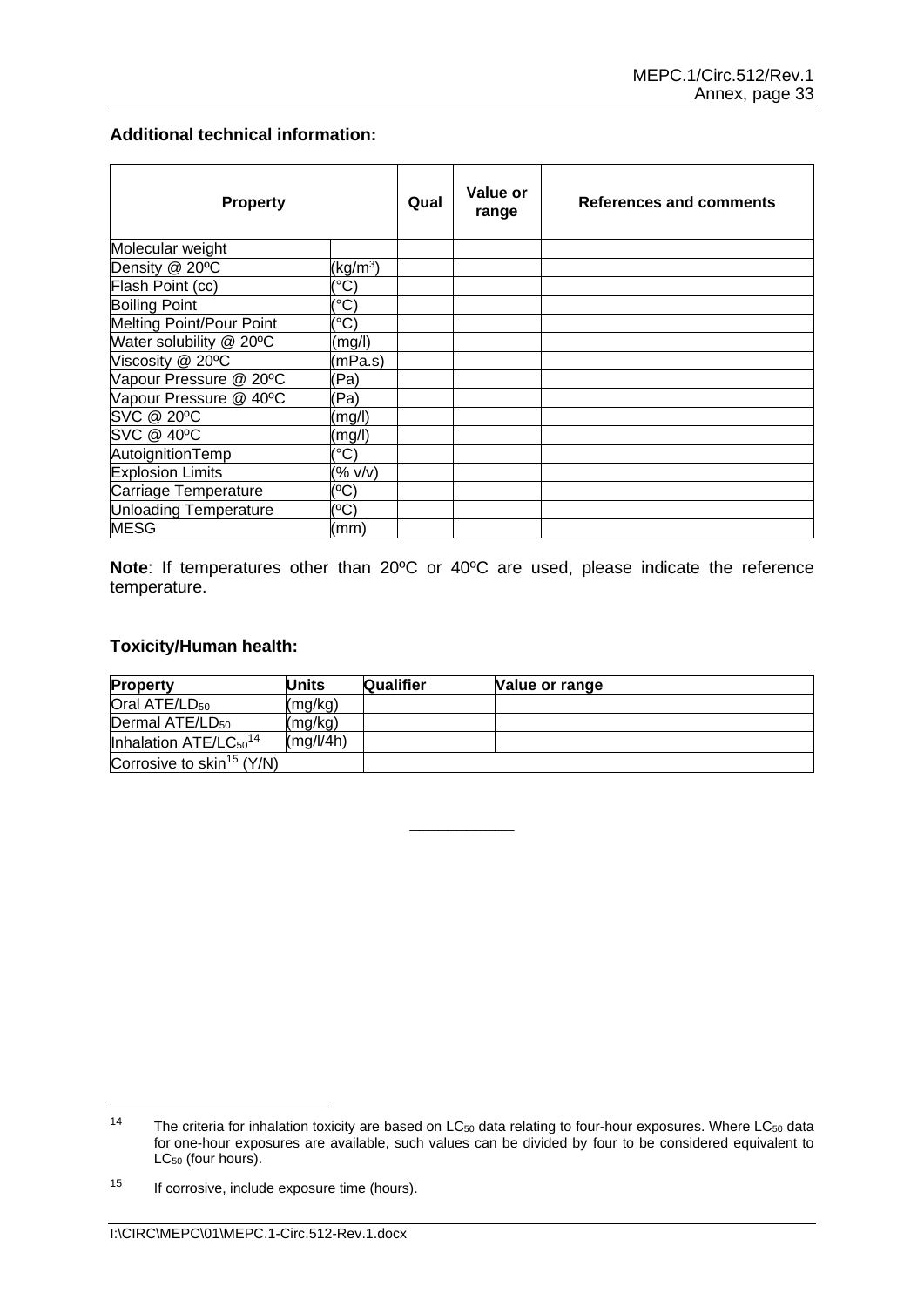**Additional technical information:**

| Property | | Qual | Value or range | References and comments |
|---|---|---|---|---|
| Molecular weight | | | | |
| Density @ 20ºC | ($kg/m^3$) | | | |
| Flash Point (cc) | (°C) | | | |
| Boiling Point | (°C) | | | |
| Melting Point/Pour Point | (°C) | | | |
| Water solubility @ 20ºC | (mg/l) | | | |
| Viscosity @ 20ºC | (mPa.s) | | | |
| Vapour Pressure @ 20ºC | (Pa) | | | |
| Vapour Pressure @ 40ºC | (Pa) | | | |
| SVC @ 20ºC | (mg/l) | | | |
| SVC @ 40ºC | (mg/l) | | | |
| AutoignitionTemp | (°C) | | | |
| Explosion Limits | (% v/v) | | | |
| Carriage Temperature | (ºC) | | | |
| Unloading Temperature | (ºC) | | | |
| MESG | (mm) | | | |

**Note**: If temperatures other than 20ºC or 40ºC are used, please indicate the reference temperature.

**Toxicity/Human health:**

| Property | Units | Qualifier | Value or range |
|---|---|---|---|
| Oral ATE/$LD_{50}$ | (mg/kg) | | |
| Dermal ATE/$LD_{50}$ | (mg/kg) | | |
| Inhalation ATE/$LC_{50}$[14] | (mg/l/4h) | | |
| Corrosive to skin[15] (Y/N) | | | |

___________

[14] The criteria for inhalation toxicity are based on $LC_{50}$ data relating to four-hour exposures. Where $LC_{50}$ data for one-hour exposures are available, such values can be divided by four to be considered equivalent to $LC_{50}$ (four hours).

[15] If corrosive, include exposure time (hours).